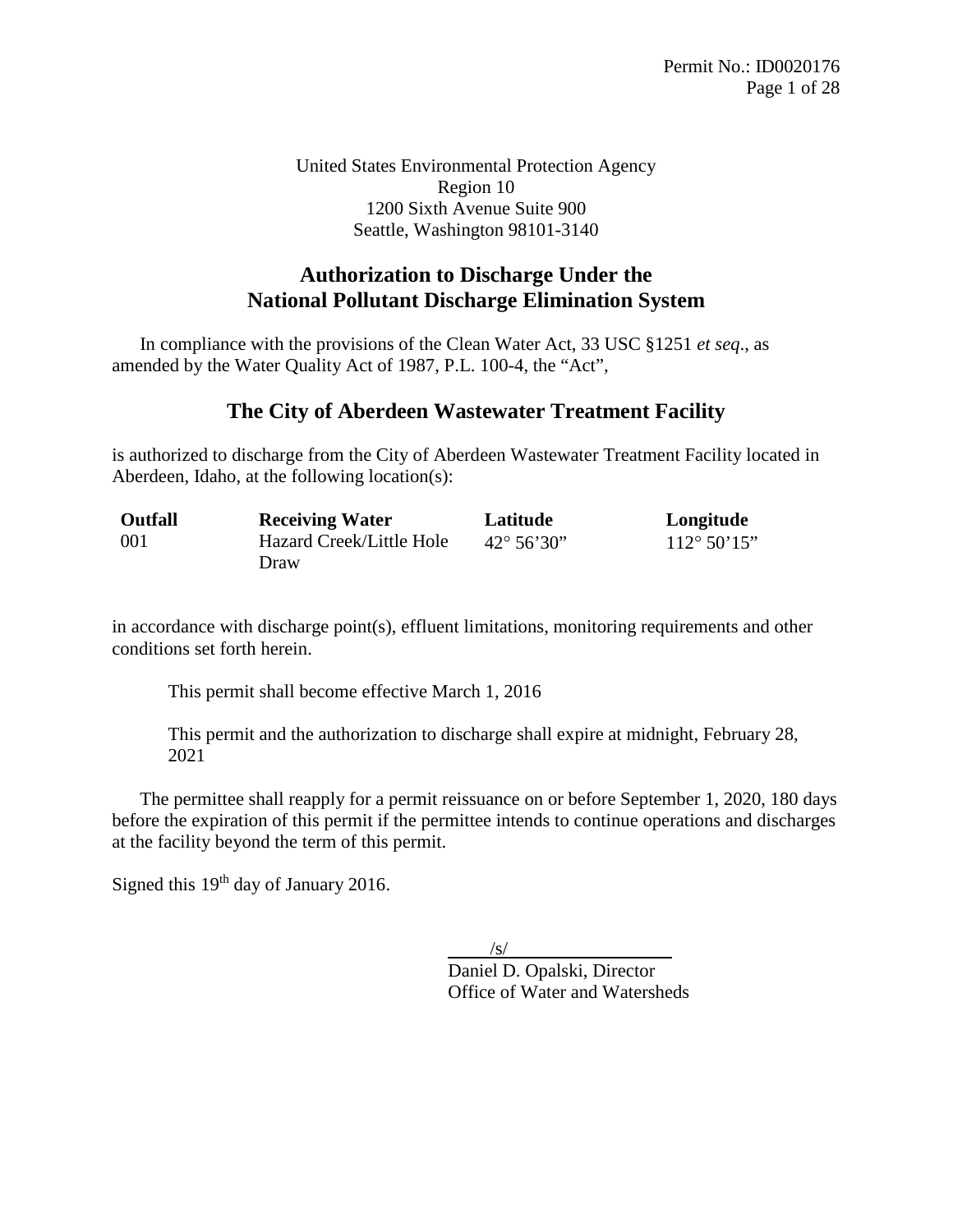United States Environmental Protection Agency
Region 10
1200 Sixth Avenue Suite 900
Seattle, Washington 98101-3140

# Authorization to Discharge Under the National Pollutant Discharge Elimination System

In compliance with the provisions of the Clean Water Act, 33 USC §1251 *et seq*., as amended by the Water Quality Act of 1987, P.L. 100-4, the "Act",

## The City of Aberdeen Wastewater Treatment Facility

is authorized to discharge from the City of Aberdeen Wastewater Treatment Facility located in Aberdeen, Idaho, at the following location(s):

| Outfall | Receiving Water | Latitude | Longitude |
|---|---|---|---|
| 001 | Hazard Creek/Little Hole Draw | 42° 56'30" | 112° 50'15" |

in accordance with discharge point(s), effluent limitations, monitoring requirements and other conditions set forth herein.

This permit shall become effective March 1, 2016

This permit and the authorization to discharge shall expire at midnight, February 28, 2021

The permittee shall reapply for a permit reissuance on or before September 1, 2020, 180 days before the expiration of this permit if the permittee intends to continue operations and discharges at the facility beyond the term of this permit.

Signed this 19th day of January 2016.

/s/
Daniel D. Opalski, Director
Office of Water and Watersheds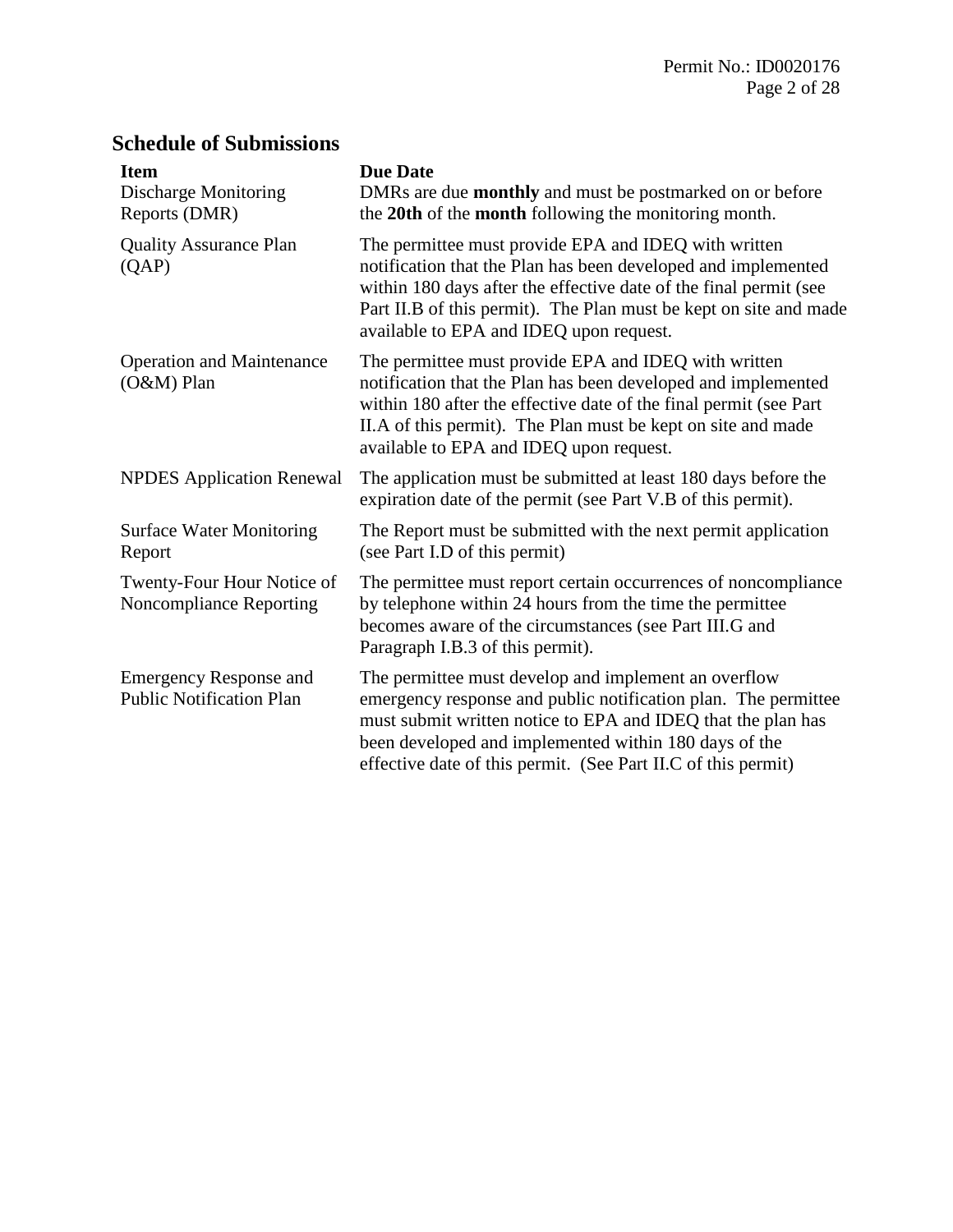## Schedule of Submissions

| Item | Due Date |
|---|---|
| Discharge Monitoring Reports (DMR) | DMRs are due **monthly** and must be postmarked on or before the **20th** of the **month** following the monitoring month. |
| Quality Assurance Plan (QAP) | The permittee must provide EPA and IDEQ with written notification that the Plan has been developed and implemented within 180 days after the effective date of the final permit (see Part II.B of this permit). The Plan must be kept on site and made available to EPA and IDEQ upon request. |
| Operation and Maintenance (O&M) Plan | The permittee must provide EPA and IDEQ with written notification that the Plan has been developed and implemented within 180 after the effective date of the final permit (see Part II.A of this permit). The Plan must be kept on site and made available to EPA and IDEQ upon request. |
| NPDES Application Renewal | The application must be submitted at least 180 days before the expiration date of the permit (see Part V.B of this permit). |
| Surface Water Monitoring Report | The Report must be submitted with the next permit application (see Part I.D of this permit) |
| Twenty-Four Hour Notice of Noncompliance Reporting | The permittee must report certain occurrences of noncompliance by telephone within 24 hours from the time the permittee becomes aware of the circumstances (see Part III.G and Paragraph I.B.3 of this permit). |
| Emergency Response and Public Notification Plan | The permittee must develop and implement an overflow emergency response and public notification plan. The permittee must submit written notice to EPA and IDEQ that the plan has been developed and implemented within 180 days of the effective date of this permit. (See Part II.C of this permit) |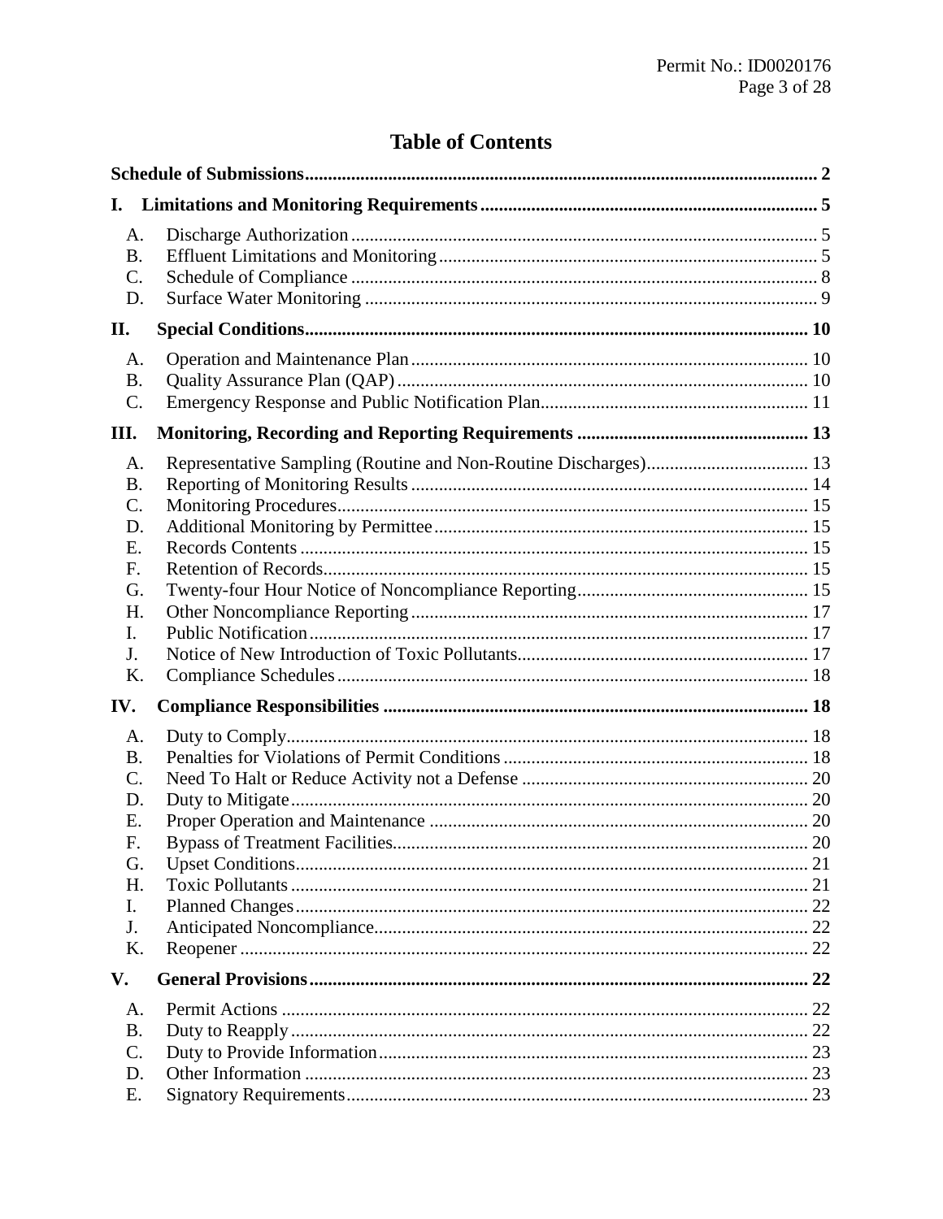# Table of Contents

**Schedule of Submissions** .......... **2**

**I. Limitations and Monitoring Requirements** .......... **5**

- A. Discharge Authorization .......... 5
- B. Effluent Limitations and Monitoring .......... 5
- C. Schedule of Compliance .......... 8
- D. Surface Water Monitoring .......... 9

**II. Special Conditions** .......... **10**

- A. Operation and Maintenance Plan .......... 10
- B. Quality Assurance Plan (QAP) .......... 10
- C. Emergency Response and Public Notification Plan .......... 11

**III. Monitoring, Recording and Reporting Requirements** .......... **13**

- A. Representative Sampling (Routine and Non-Routine Discharges) .......... 13
- B. Reporting of Monitoring Results .......... 14
- C. Monitoring Procedures .......... 15
- D. Additional Monitoring by Permittee .......... 15
- E. Records Contents .......... 15
- F. Retention of Records .......... 15
- G. Twenty-four Hour Notice of Noncompliance Reporting .......... 15
- H. Other Noncompliance Reporting .......... 17
- I. Public Notification .......... 17
- J. Notice of New Introduction of Toxic Pollutants .......... 17
- K. Compliance Schedules .......... 18

**IV. Compliance Responsibilities** .......... **18**

- A. Duty to Comply .......... 18
- B. Penalties for Violations of Permit Conditions .......... 18
- C. Need To Halt or Reduce Activity not a Defense .......... 20
- D. Duty to Mitigate .......... 20
- E. Proper Operation and Maintenance .......... 20
- F. Bypass of Treatment Facilities .......... 20
- G. Upset Conditions .......... 21
- H. Toxic Pollutants .......... 21
- I. Planned Changes .......... 22
- J. Anticipated Noncompliance .......... 22
- K. Reopener .......... 22

**V. General Provisions** .......... **22**

- A. Permit Actions .......... 22
- B. Duty to Reapply .......... 22
- C. Duty to Provide Information .......... 23
- D. Other Information .......... 23
- E. Signatory Requirements .......... 23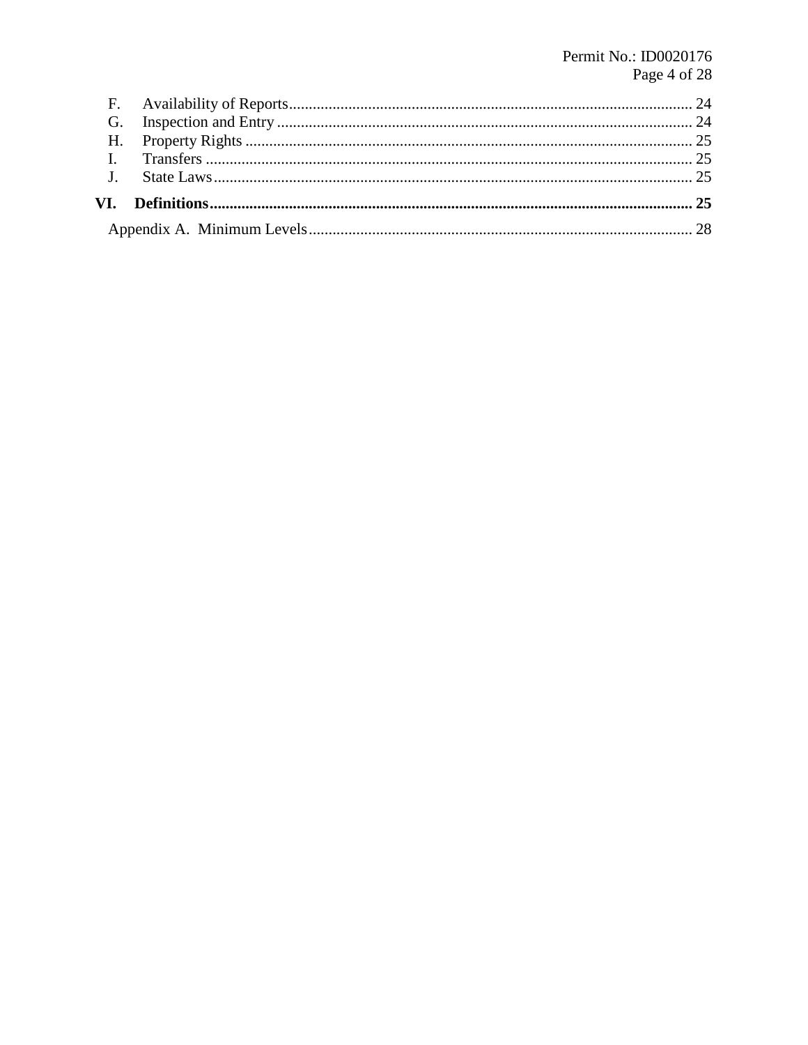F. Availability of Reports ... 24
G. Inspection and Entry ... 24
H. Property Rights ... 25
I. Transfers ... 25
J. State Laws ... 25

**VI. Definitions ... 25**

Appendix A. Minimum Levels ... 28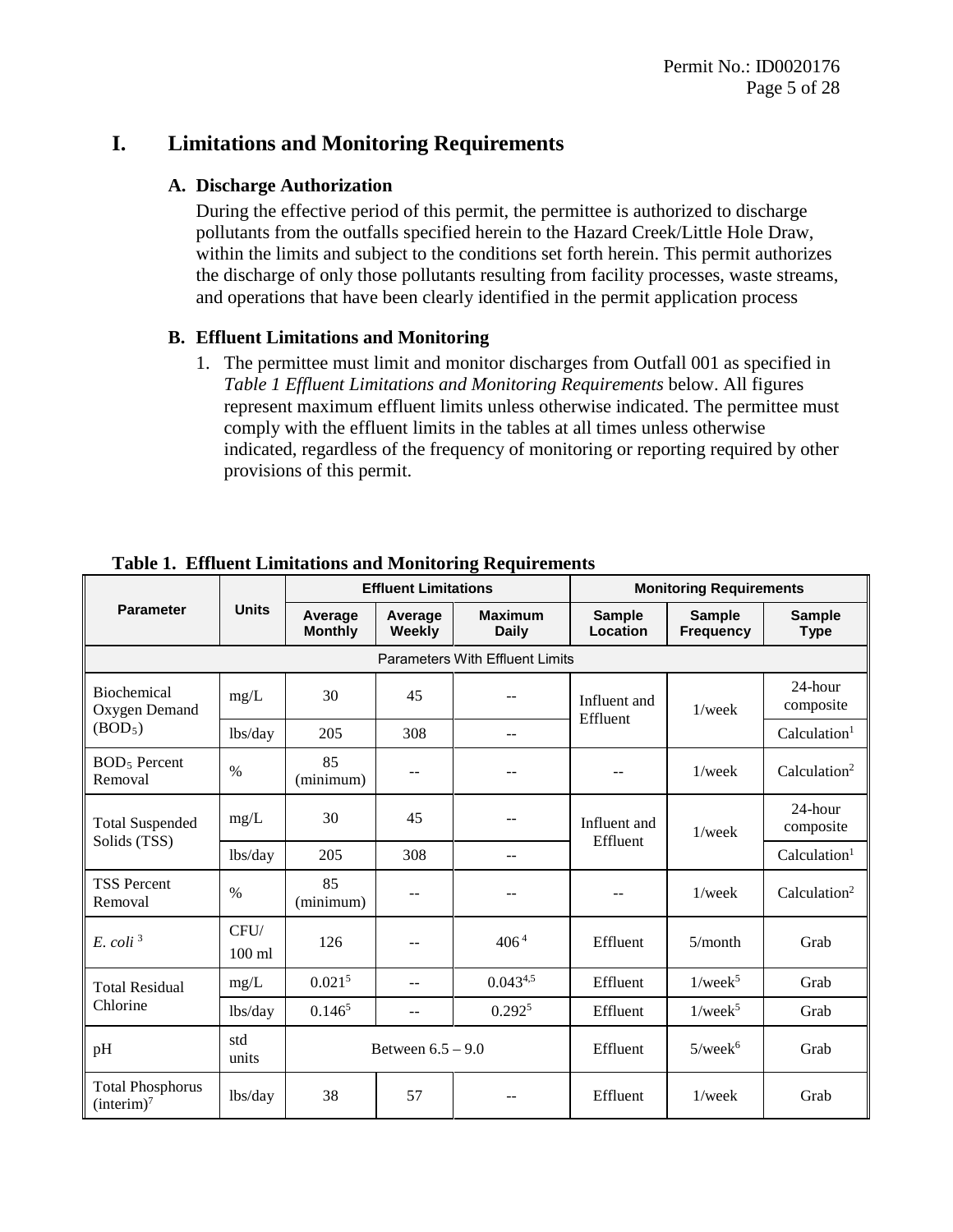# I. Limitations and Monitoring Requirements

## A. Discharge Authorization

During the effective period of this permit, the permittee is authorized to discharge pollutants from the outfalls specified herein to the Hazard Creek/Little Hole Draw, within the limits and subject to the conditions set forth herein. This permit authorizes the discharge of only those pollutants resulting from facility processes, waste streams, and operations that have been clearly identified in the permit application process

## B. Effluent Limitations and Monitoring

1. The permittee must limit and monitor discharges from Outfall 001 as specified in *Table 1 Effluent Limitations and Monitoring Requirements* below. All figures represent maximum effluent limits unless otherwise indicated. The permittee must comply with the effluent limits in the tables at all times unless otherwise indicated, regardless of the frequency of monitoring or reporting required by other provisions of this permit.

**Table 1. Effluent Limitations and Monitoring Requirements**

| Parameter | Units | Effluent Limitations | | | Monitoring Requirements | | |
|---|---|---|---|---|---|---|---|
| | | Average Monthly | Average Weekly | Maximum Daily | Sample Location | Sample Frequency | Sample Type |
| Parameters With Effluent Limits | | | | | | | |
| Biochemical Oxygen Demand ($BOD_5$) | mg/L | 30 | 45 | -- | Influent and Effluent | 1/week | 24-hour composite |
| | lbs/day | 205 | 308 | -- | | | Calculation[1] |
| $BOD_5$ Percent Removal | % | 85 (minimum) | -- | -- | -- | 1/week | Calculation[2] |
| Total Suspended Solids (TSS) | mg/L | 30 | 45 | -- | Influent and Effluent | 1/week | 24-hour composite |
| | lbs/day | 205 | 308 | -- | | | Calculation[1] |
| TSS Percent Removal | % | 85 (minimum) | -- | -- | -- | 1/week | Calculation[2] |
| *E. coli* [3] | CFU/ 100 ml | 126 | -- | 406 [4] | Effluent | 5/month | Grab |
| Total Residual Chlorine | mg/L | 0.021[5] | -- | 0.043[4,5] | Effluent | 1/week[5] | Grab |
| | lbs/day | 0.146[5] | -- | 0.292[5] | Effluent | 1/week[5] | Grab |
| pH | std units | Between 6.5 – 9.0 | | | Effluent | 5/week[6] | Grab |
| Total Phosphorus (interim)[7] | lbs/day | 38 | 57 | -- | Effluent | 1/week | Grab |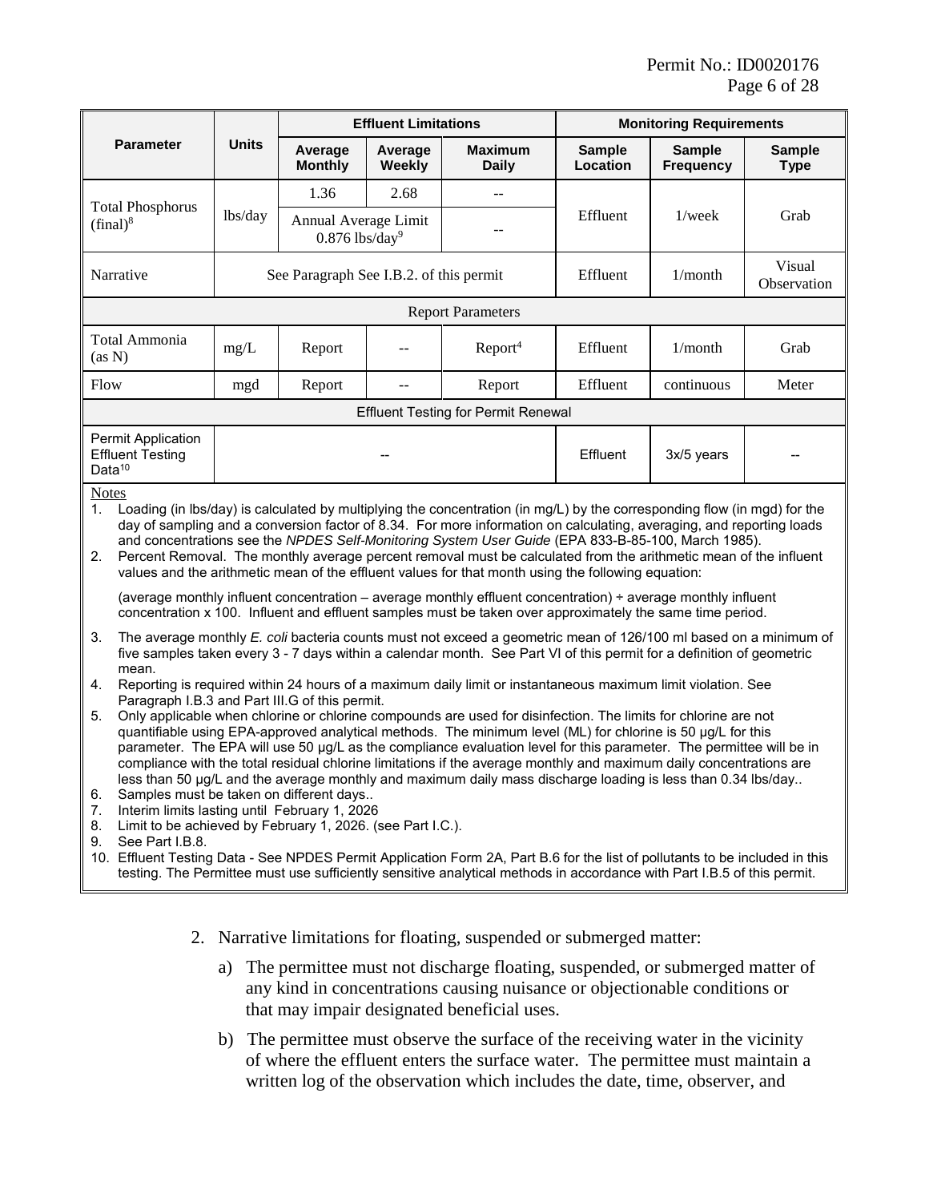| Parameter | Units | Effluent Limitations | | | Monitoring Requirements | | |
|---|---|---|---|---|---|---|---|
| | | Average Monthly | Average Weekly | Maximum Daily | Sample Location | Sample Frequency | Sample Type |
| Total Phosphorus (final)[8] | lbs/day | 1.36 | 2.68 | -- | Effluent | 1/week | Grab |
| | | Annual Average Limit 0.876 lbs/day[9] | | -- | | | |
| Narrative | See Paragraph See I.B.2. of this permit | | | | Effluent | 1/month | Visual Observation |
| Report Parameters | | | | | | | |
| Total Ammonia (as N) | mg/L | Report | -- | Report[4] | Effluent | 1/month | Grab |
| Flow | mgd | Report | -- | Report | Effluent | continuous | Meter |
| Effluent Testing for Permit Renewal | | | | | | | |
| Permit Application Effluent Testing Data[10] | -- | | | | Effluent | 3x/5 years | -- |

Notes

1. Loading (in lbs/day) is calculated by multiplying the concentration (in mg/L) by the corresponding flow (in mgd) for the day of sampling and a conversion factor of 8.34. For more information on calculating, averaging, and reporting loads and concentrations see the *NPDES Self-Monitoring System User Guide* (EPA 833-B-85-100, March 1985).
2. Percent Removal. The monthly average percent removal must be calculated from the arithmetic mean of the influent values and the arithmetic mean of the effluent values for that month using the following equation:

   (average monthly influent concentration – average monthly effluent concentration) ÷ average monthly influent concentration x 100. Influent and effluent samples must be taken over approximately the same time period.

3. The average monthly *E. coli* bacteria counts must not exceed a geometric mean of 126/100 ml based on a minimum of five samples taken every 3 - 7 days within a calendar month. See Part VI of this permit for a definition of geometric mean.
4. Reporting is required within 24 hours of a maximum daily limit or instantaneous maximum limit violation. See Paragraph I.B.3 and Part III.G of this permit.
5. Only applicable when chlorine or chlorine compounds are used for disinfection. The limits for chlorine are not quantifiable using EPA-approved analytical methods. The minimum level (ML) for chlorine is 50 µg/L for this parameter. The EPA will use 50 µg/L as the compliance evaluation level for this parameter. The permittee will be in compliance with the total residual chlorine limitations if the average monthly and maximum daily concentrations are less than 50 µg/L and the average monthly and maximum daily mass discharge loading is less than 0.34 lbs/day..
6. Samples must be taken on different days..
7. Interim limits lasting until February 1, 2026
8. Limit to be achieved by February 1, 2026. (see Part I.C.).
9. See Part I.B.8.
10. Effluent Testing Data - See NPDES Permit Application Form 2A, Part B.6 for the list of pollutants to be included in this testing. The Permittee must use sufficiently sensitive analytical methods in accordance with Part I.B.5 of this permit.

2. Narrative limitations for floating, suspended or submerged matter:

   a) The permittee must not discharge floating, suspended, or submerged matter of any kind in concentrations causing nuisance or objectionable conditions or that may impair designated beneficial uses.

   b) The permittee must observe the surface of the receiving water in the vicinity of where the effluent enters the surface water. The permittee must maintain a written log of the observation which includes the date, time, observer, and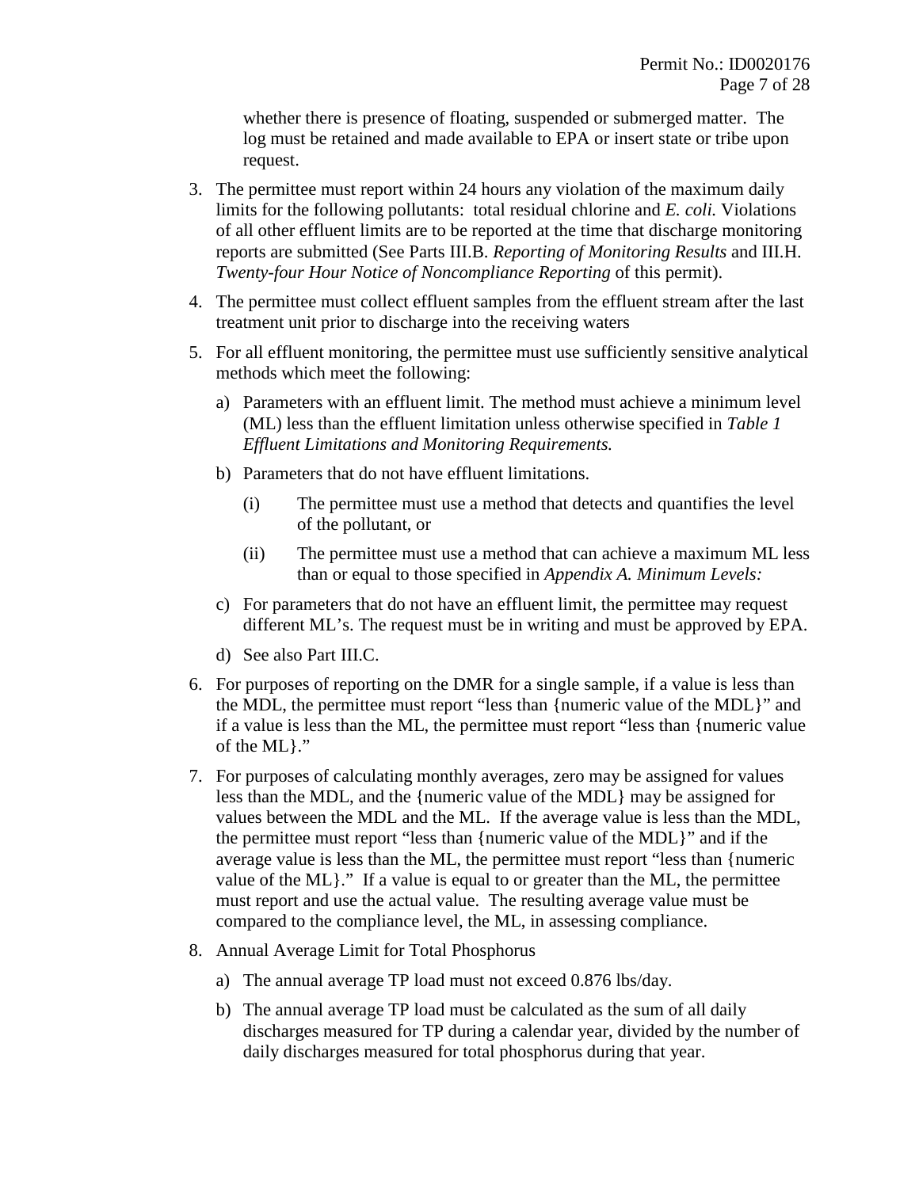whether there is presence of floating, suspended or submerged matter. The log must be retained and made available to EPA or insert state or tribe upon request.

3. The permittee must report within 24 hours any violation of the maximum daily limits for the following pollutants: total residual chlorine and *E. coli.* Violations of all other effluent limits are to be reported at the time that discharge monitoring reports are submitted (See Parts III.B. *Reporting of Monitoring Results* and III.H. *Twenty-four Hour Notice of Noncompliance Reporting* of this permit).

4. The permittee must collect effluent samples from the effluent stream after the last treatment unit prior to discharge into the receiving waters

5. For all effluent monitoring, the permittee must use sufficiently sensitive analytical methods which meet the following:

   a) Parameters with an effluent limit. The method must achieve a minimum level (ML) less than the effluent limitation unless otherwise specified in *Table 1 Effluent Limitations and Monitoring Requirements.*

   b) Parameters that do not have effluent limitations.

      (i) The permittee must use a method that detects and quantifies the level of the pollutant, or

      (ii) The permittee must use a method that can achieve a maximum ML less than or equal to those specified in *Appendix A. Minimum Levels:*

   c) For parameters that do not have an effluent limit, the permittee may request different ML's. The request must be in writing and must be approved by EPA.

   d) See also Part III.C.

6. For purposes of reporting on the DMR for a single sample, if a value is less than the MDL, the permittee must report "less than {numeric value of the MDL}" and if a value is less than the ML, the permittee must report "less than {numeric value of the ML}."

7. For purposes of calculating monthly averages, zero may be assigned for values less than the MDL, and the {numeric value of the MDL} may be assigned for values between the MDL and the ML. If the average value is less than the MDL, the permittee must report "less than {numeric value of the MDL}" and if the average value is less than the ML, the permittee must report "less than {numeric value of the ML}." If a value is equal to or greater than the ML, the permittee must report and use the actual value. The resulting average value must be compared to the compliance level, the ML, in assessing compliance.

8. Annual Average Limit for Total Phosphorus

   a) The annual average TP load must not exceed 0.876 lbs/day.

   b) The annual average TP load must be calculated as the sum of all daily discharges measured for TP during a calendar year, divided by the number of daily discharges measured for total phosphorus during that year.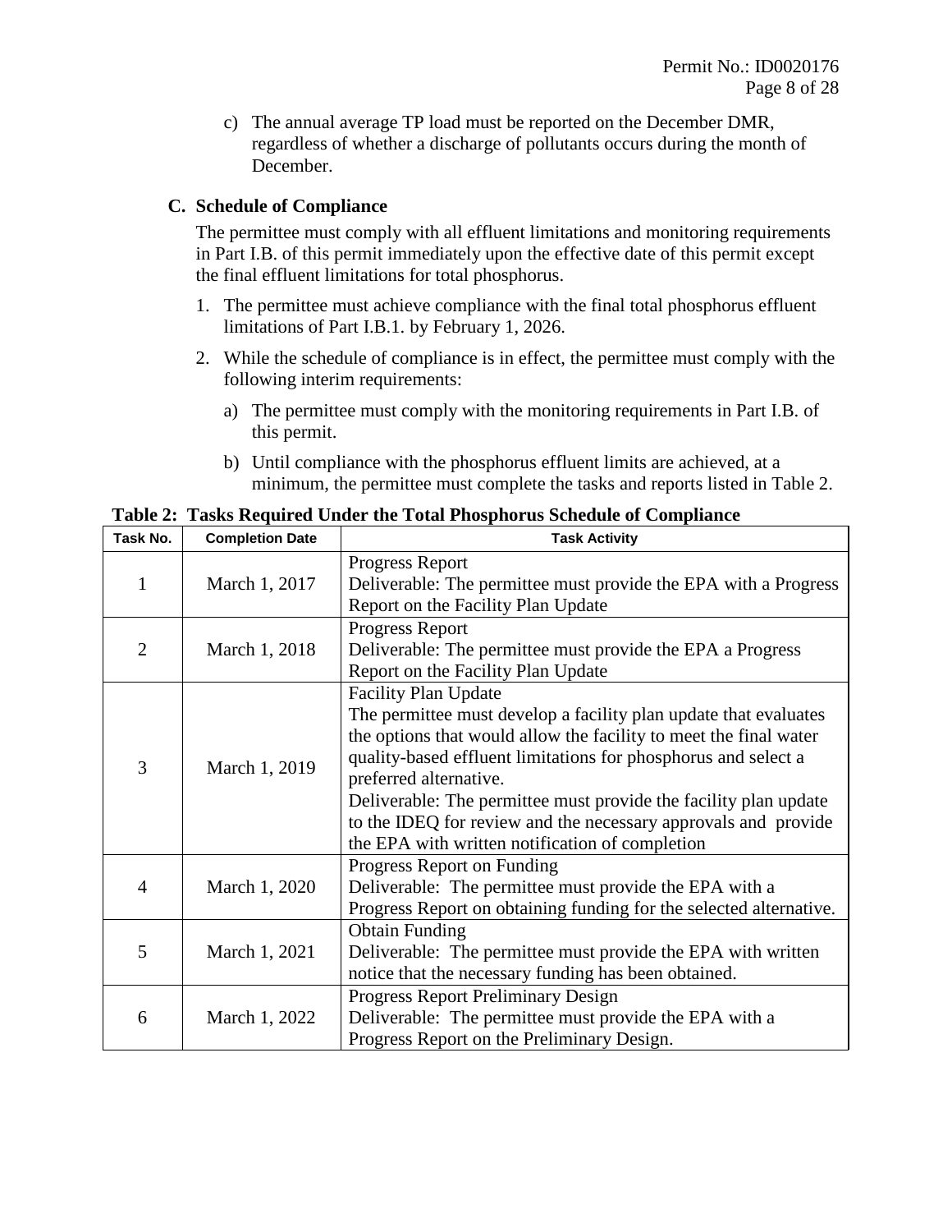c) The annual average TP load must be reported on the December DMR, regardless of whether a discharge of pollutants occurs during the month of December.

### C. Schedule of Compliance

The permittee must comply with all effluent limitations and monitoring requirements in Part I.B. of this permit immediately upon the effective date of this permit except the final effluent limitations for total phosphorus.

1. The permittee must achieve compliance with the final total phosphorus effluent limitations of Part I.B.1. by February 1, 2026.
2. While the schedule of compliance is in effect, the permittee must comply with the following interim requirements:
   a) The permittee must comply with the monitoring requirements in Part I.B. of this permit.
   b) Until compliance with the phosphorus effluent limits are achieved, at a minimum, the permittee must complete the tasks and reports listed in Table 2.

**Table 2: Tasks Required Under the Total Phosphorus Schedule of Compliance**

| Task No. | Completion Date | Task Activity |
|---|---|---|
| 1 | March 1, 2017 | Progress Report<br>Deliverable: The permittee must provide the EPA with a Progress Report on the Facility Plan Update |
| 2 | March 1, 2018 | Progress Report<br>Deliverable: The permittee must provide the EPA a Progress Report on the Facility Plan Update |
| 3 | March 1, 2019 | Facility Plan Update<br>The permittee must develop a facility plan update that evaluates the options that would allow the facility to meet the final water quality-based effluent limitations for phosphorus and select a preferred alternative.<br>Deliverable: The permittee must provide the facility plan update to the IDEQ for review and the necessary approvals and provide the EPA with written notification of completion |
| 4 | March 1, 2020 | Progress Report on Funding<br>Deliverable: The permittee must provide the EPA with a Progress Report on obtaining funding for the selected alternative. |
| 5 | March 1, 2021 | Obtain Funding<br>Deliverable: The permittee must provide the EPA with written notice that the necessary funding has been obtained. |
| 6 | March 1, 2022 | Progress Report Preliminary Design<br>Deliverable: The permittee must provide the EPA with a Progress Report on the Preliminary Design. |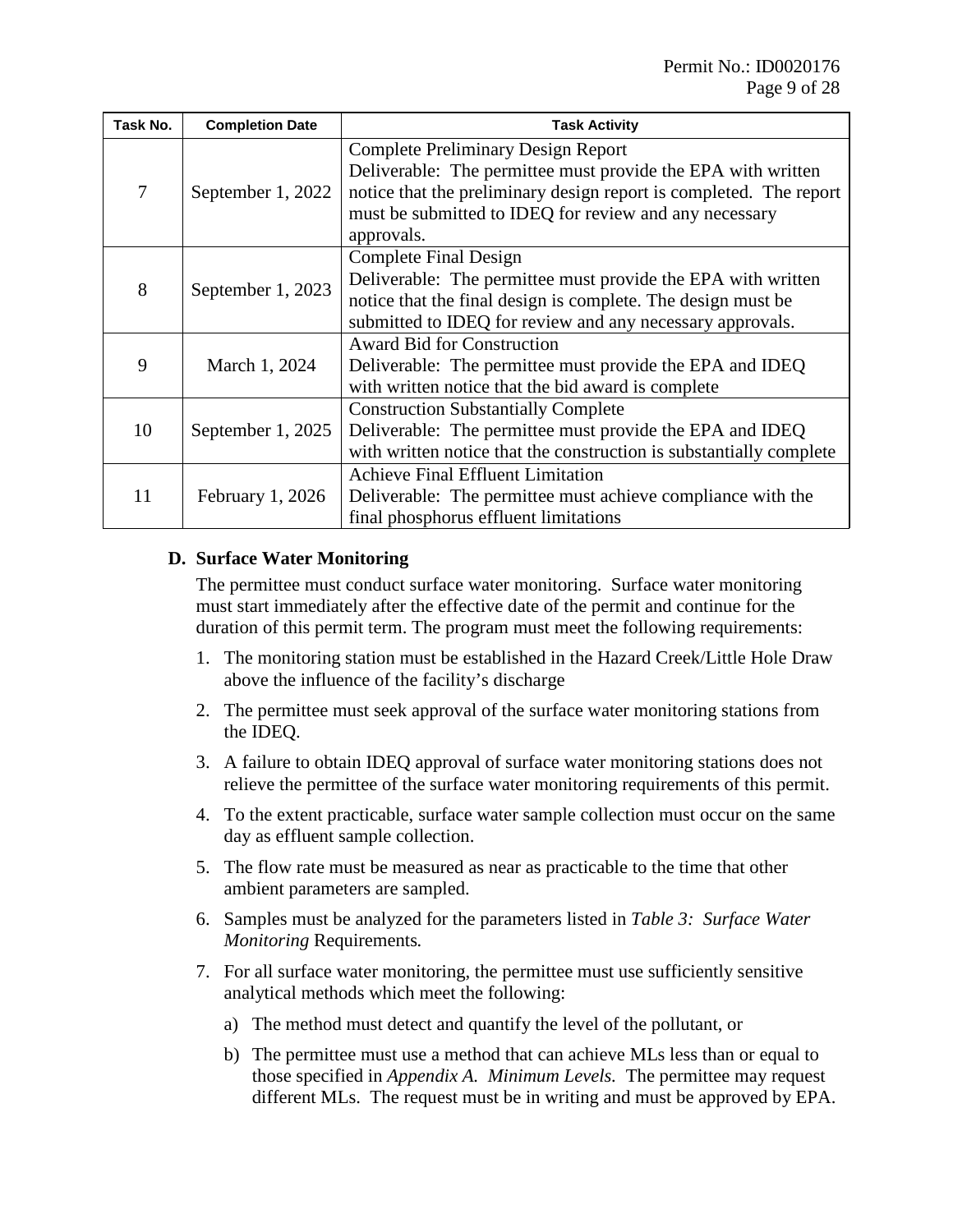| Task No. | Completion Date | Task Activity |
|---|---|---|
| 7 | September 1, 2022 | Complete Preliminary Design Report<br>Deliverable: The permittee must provide the EPA with written notice that the preliminary design report is completed. The report must be submitted to IDEQ for review and any necessary approvals. |
| 8 | September 1, 2023 | Complete Final Design<br>Deliverable: The permittee must provide the EPA with written notice that the final design is complete. The design must be submitted to IDEQ for review and any necessary approvals. |
| 9 | March 1, 2024 | Award Bid for Construction<br>Deliverable: The permittee must provide the EPA and IDEQ with written notice that the bid award is complete |
| 10 | September 1, 2025 | Construction Substantially Complete<br>Deliverable: The permittee must provide the EPA and IDEQ with written notice that the construction is substantially complete |
| 11 | February 1, 2026 | Achieve Final Effluent Limitation<br>Deliverable: The permittee must achieve compliance with the final phosphorus effluent limitations |

### D. Surface Water Monitoring

The permittee must conduct surface water monitoring. Surface water monitoring must start immediately after the effective date of the permit and continue for the duration of this permit term. The program must meet the following requirements:

1. The monitoring station must be established in the Hazard Creek/Little Hole Draw above the influence of the facility's discharge
2. The permittee must seek approval of the surface water monitoring stations from the IDEQ.
3. A failure to obtain IDEQ approval of surface water monitoring stations does not relieve the permittee of the surface water monitoring requirements of this permit.
4. To the extent practicable, surface water sample collection must occur on the same day as effluent sample collection.
5. The flow rate must be measured as near as practicable to the time that other ambient parameters are sampled.
6. Samples must be analyzed for the parameters listed in *Table 3: Surface Water Monitoring* Requirements*.*
7. For all surface water monitoring, the permittee must use sufficiently sensitive analytical methods which meet the following:
   a) The method must detect and quantify the level of the pollutant, or
   b) The permittee must use a method that can achieve MLs less than or equal to those specified in *Appendix A. Minimum Levels.* The permittee may request different MLs. The request must be in writing and must be approved by EPA.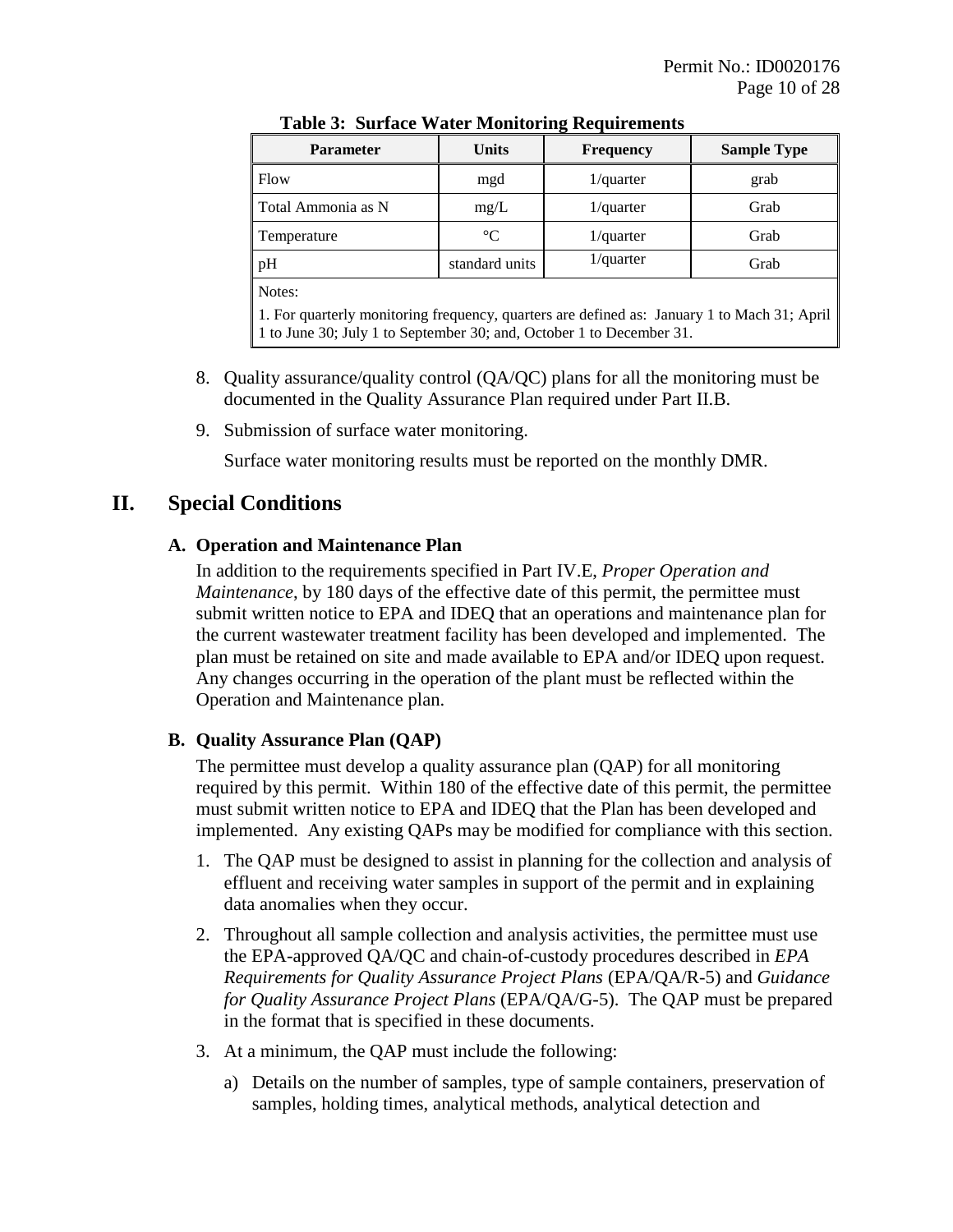**Table 3: Surface Water Monitoring Requirements**

| Parameter | Units | Frequency | Sample Type |
|---|---|---|---|
| Flow | mgd | 1/quarter | grab |
| Total Ammonia as N | mg/L | 1/quarter | Grab |
| Temperature | °C | 1/quarter | Grab |
| pH | standard units | 1/quarter | Grab |
| Notes:<br>1. For quarterly monitoring frequency, quarters are defined as: January 1 to Mach 31; April 1 to June 30; July 1 to September 30; and, October 1 to December 31. | | | |

8. Quality assurance/quality control (QA/QC) plans for all the monitoring must be documented in the Quality Assurance Plan required under Part II.B.

9. Submission of surface water monitoring.

   Surface water monitoring results must be reported on the monthly DMR.

# II. Special Conditions

## A. Operation and Maintenance Plan

In addition to the requirements specified in Part IV.E, *Proper Operation and Maintenance*, by 180 days of the effective date of this permit, the permittee must submit written notice to EPA and IDEQ that an operations and maintenance plan for the current wastewater treatment facility has been developed and implemented. The plan must be retained on site and made available to EPA and/or IDEQ upon request. Any changes occurring in the operation of the plant must be reflected within the Operation and Maintenance plan.

## B. Quality Assurance Plan (QAP)

The permittee must develop a quality assurance plan (QAP) for all monitoring required by this permit. Within 180 of the effective date of this permit, the permittee must submit written notice to EPA and IDEQ that the Plan has been developed and implemented. Any existing QAPs may be modified for compliance with this section.

1. The QAP must be designed to assist in planning for the collection and analysis of effluent and receiving water samples in support of the permit and in explaining data anomalies when they occur.

2. Throughout all sample collection and analysis activities, the permittee must use the EPA-approved QA/QC and chain-of-custody procedures described in *EPA Requirements for Quality Assurance Project Plans* (EPA/QA/R-5) and *Guidance for Quality Assurance Project Plans* (EPA/QA/G-5). The QAP must be prepared in the format that is specified in these documents.

3. At a minimum, the QAP must include the following:

   a) Details on the number of samples, type of sample containers, preservation of samples, holding times, analytical methods, analytical detection and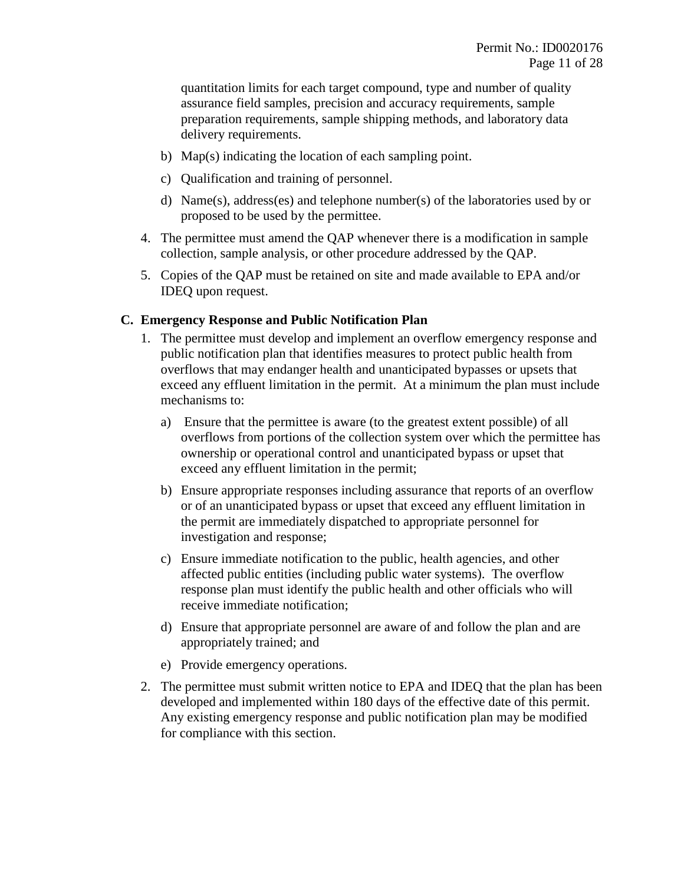quantitation limits for each target compound, type and number of quality assurance field samples, precision and accuracy requirements, sample preparation requirements, sample shipping methods, and laboratory data delivery requirements.

b) Map(s) indicating the location of each sampling point.

c) Qualification and training of personnel.

d) Name(s), address(es) and telephone number(s) of the laboratories used by or proposed to be used by the permittee.

4. The permittee must amend the QAP whenever there is a modification in sample collection, sample analysis, or other procedure addressed by the QAP.

5. Copies of the QAP must be retained on site and made available to EPA and/or IDEQ upon request.

**C. Emergency Response and Public Notification Plan**

1. The permittee must develop and implement an overflow emergency response and public notification plan that identifies measures to protect public health from overflows that may endanger health and unanticipated bypasses or upsets that exceed any effluent limitation in the permit. At a minimum the plan must include mechanisms to:

   a) Ensure that the permittee is aware (to the greatest extent possible) of all overflows from portions of the collection system over which the permittee has ownership or operational control and unanticipated bypass or upset that exceed any effluent limitation in the permit;

   b) Ensure appropriate responses including assurance that reports of an overflow or of an unanticipated bypass or upset that exceed any effluent limitation in the permit are immediately dispatched to appropriate personnel for investigation and response;

   c) Ensure immediate notification to the public, health agencies, and other affected public entities (including public water systems). The overflow response plan must identify the public health and other officials who will receive immediate notification;

   d) Ensure that appropriate personnel are aware of and follow the plan and are appropriately trained; and

   e) Provide emergency operations.

2. The permittee must submit written notice to EPA and IDEQ that the plan has been developed and implemented within 180 days of the effective date of this permit. Any existing emergency response and public notification plan may be modified for compliance with this section.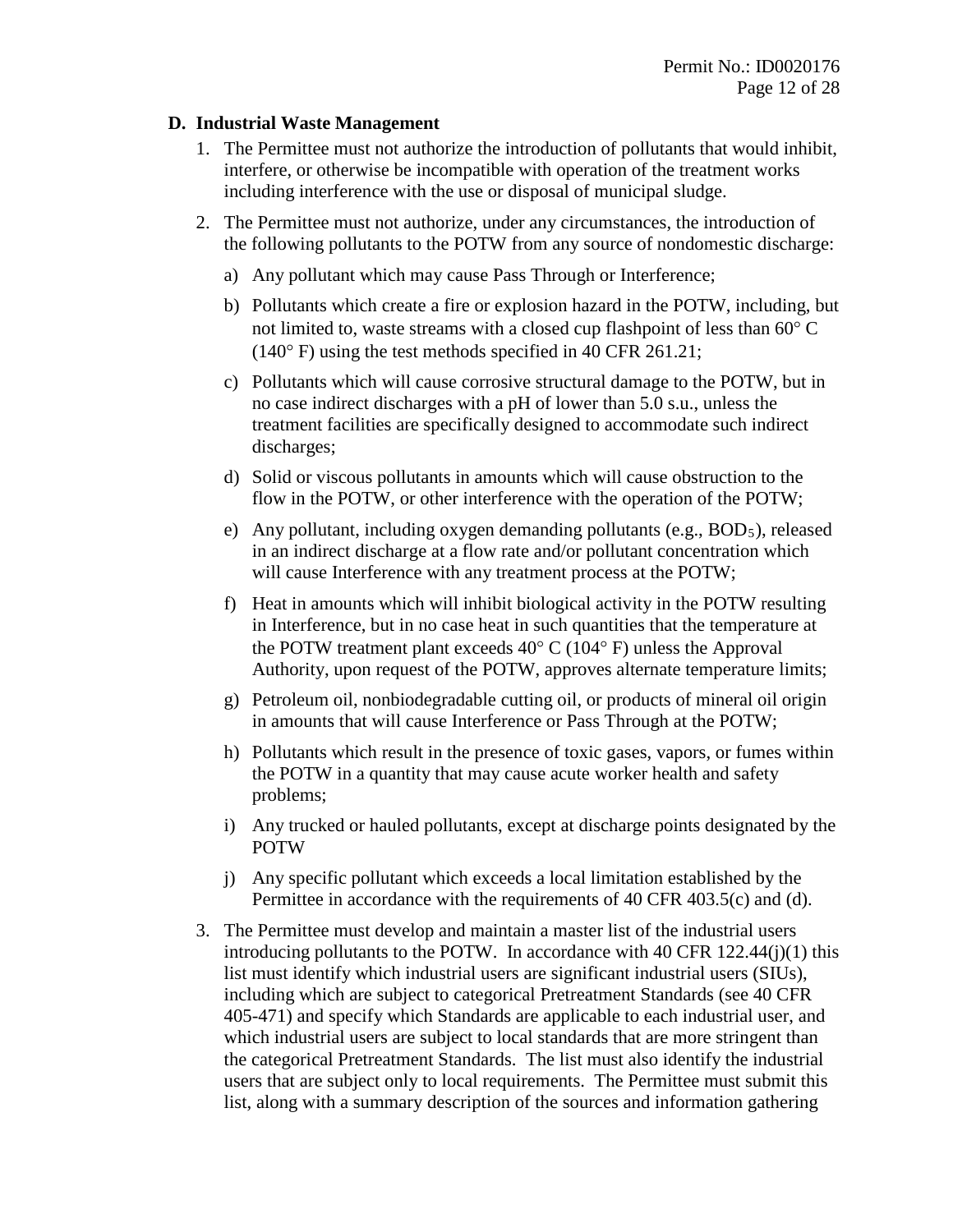### D. Industrial Waste Management

1. The Permittee must not authorize the introduction of pollutants that would inhibit, interfere, or otherwise be incompatible with operation of the treatment works including interference with the use or disposal of municipal sludge.

2. The Permittee must not authorize, under any circumstances, the introduction of the following pollutants to the POTW from any source of nondomestic discharge:

   a) Any pollutant which may cause Pass Through or Interference;

   b) Pollutants which create a fire or explosion hazard in the POTW, including, but not limited to, waste streams with a closed cup flashpoint of less than 60° C (140° F) using the test methods specified in 40 CFR 261.21;

   c) Pollutants which will cause corrosive structural damage to the POTW, but in no case indirect discharges with a pH of lower than 5.0 s.u., unless the treatment facilities are specifically designed to accommodate such indirect discharges;

   d) Solid or viscous pollutants in amounts which will cause obstruction to the flow in the POTW, or other interference with the operation of the POTW;

   e) Any pollutant, including oxygen demanding pollutants (e.g., $BOD_5$), released in an indirect discharge at a flow rate and/or pollutant concentration which will cause Interference with any treatment process at the POTW;

   f) Heat in amounts which will inhibit biological activity in the POTW resulting in Interference, but in no case heat in such quantities that the temperature at the POTW treatment plant exceeds 40° C (104° F) unless the Approval Authority, upon request of the POTW, approves alternate temperature limits;

   g) Petroleum oil, nonbiodegradable cutting oil, or products of mineral oil origin in amounts that will cause Interference or Pass Through at the POTW;

   h) Pollutants which result in the presence of toxic gases, vapors, or fumes within the POTW in a quantity that may cause acute worker health and safety problems;

   i) Any trucked or hauled pollutants, except at discharge points designated by the POTW

   j) Any specific pollutant which exceeds a local limitation established by the Permittee in accordance with the requirements of 40 CFR 403.5(c) and (d).

3. The Permittee must develop and maintain a master list of the industrial users introducing pollutants to the POTW. In accordance with 40 CFR 122.44(j)(1) this list must identify which industrial users are significant industrial users (SIUs), including which are subject to categorical Pretreatment Standards (see 40 CFR 405-471) and specify which Standards are applicable to each industrial user, and which industrial users are subject to local standards that are more stringent than the categorical Pretreatment Standards. The list must also identify the industrial users that are subject only to local requirements. The Permittee must submit this list, along with a summary description of the sources and information gathering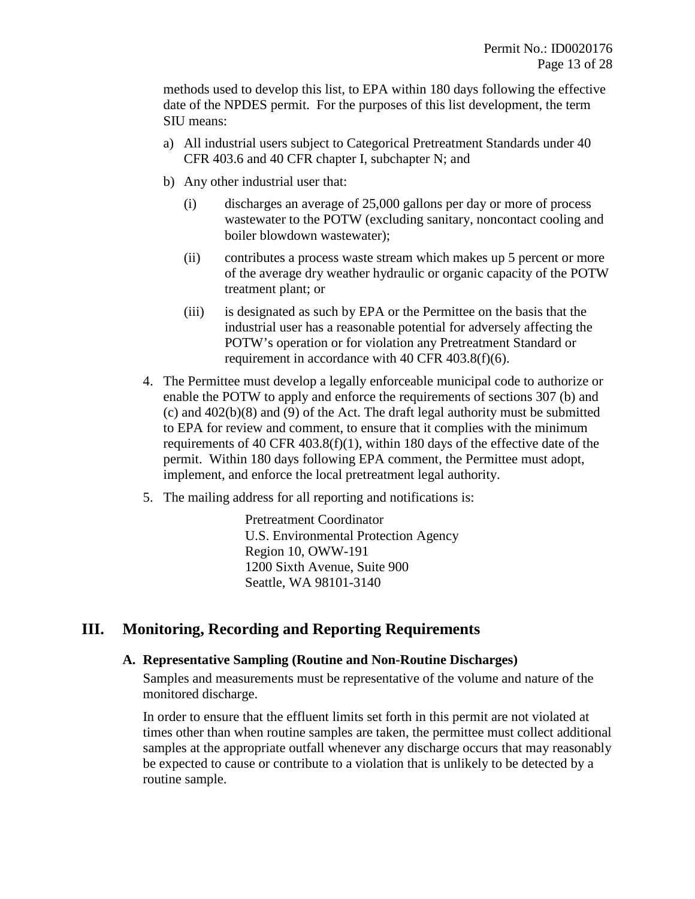methods used to develop this list, to EPA within 180 days following the effective date of the NPDES permit. For the purposes of this list development, the term SIU means:

a) All industrial users subject to Categorical Pretreatment Standards under 40 CFR 403.6 and 40 CFR chapter I, subchapter N; and

b) Any other industrial user that:

   (i) discharges an average of 25,000 gallons per day or more of process wastewater to the POTW (excluding sanitary, noncontact cooling and boiler blowdown wastewater);

   (ii) contributes a process waste stream which makes up 5 percent or more of the average dry weather hydraulic or organic capacity of the POTW treatment plant; or

   (iii) is designated as such by EPA or the Permittee on the basis that the industrial user has a reasonable potential for adversely affecting the POTW's operation or for violation any Pretreatment Standard or requirement in accordance with 40 CFR 403.8(f)(6).

4. The Permittee must develop a legally enforceable municipal code to authorize or enable the POTW to apply and enforce the requirements of sections 307 (b) and (c) and 402(b)(8) and (9) of the Act. The draft legal authority must be submitted to EPA for review and comment, to ensure that it complies with the minimum requirements of 40 CFR 403.8(f)(1), within 180 days of the effective date of the permit. Within 180 days following EPA comment, the Permittee must adopt, implement, and enforce the local pretreatment legal authority.

5. The mailing address for all reporting and notifications is:

   Pretreatment Coordinator
   U.S. Environmental Protection Agency
   Region 10, OWW-191
   1200 Sixth Avenue, Suite 900
   Seattle, WA 98101-3140

# III. Monitoring, Recording and Reporting Requirements

## A. Representative Sampling (Routine and Non-Routine Discharges)

Samples and measurements must be representative of the volume and nature of the monitored discharge.

In order to ensure that the effluent limits set forth in this permit are not violated at times other than when routine samples are taken, the permittee must collect additional samples at the appropriate outfall whenever any discharge occurs that may reasonably be expected to cause or contribute to a violation that is unlikely to be detected by a routine sample.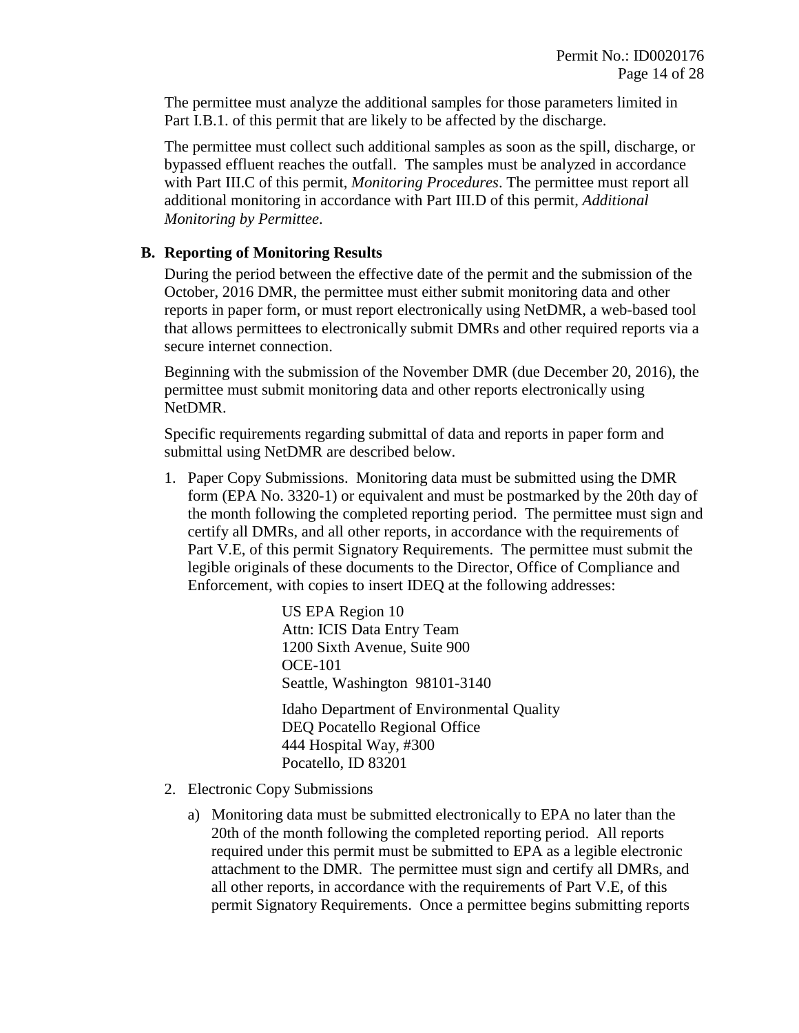The permittee must analyze the additional samples for those parameters limited in Part I.B.1. of this permit that are likely to be affected by the discharge.

The permittee must collect such additional samples as soon as the spill, discharge, or bypassed effluent reaches the outfall. The samples must be analyzed in accordance with Part III.C of this permit, *Monitoring Procedures*. The permittee must report all additional monitoring in accordance with Part III.D of this permit, *Additional Monitoring by Permittee*.

**B. Reporting of Monitoring Results**

During the period between the effective date of the permit and the submission of the October, 2016 DMR, the permittee must either submit monitoring data and other reports in paper form, or must report electronically using NetDMR, a web-based tool that allows permittees to electronically submit DMRs and other required reports via a secure internet connection.

Beginning with the submission of the November DMR (due December 20, 2016), the permittee must submit monitoring data and other reports electronically using NetDMR.

Specific requirements regarding submittal of data and reports in paper form and submittal using NetDMR are described below.

1. Paper Copy Submissions. Monitoring data must be submitted using the DMR form (EPA No. 3320-1) or equivalent and must be postmarked by the 20th day of the month following the completed reporting period. The permittee must sign and certify all DMRs, and all other reports, in accordance with the requirements of Part V.E, of this permit Signatory Requirements. The permittee must submit the legible originals of these documents to the Director, Office of Compliance and Enforcement, with copies to insert IDEQ at the following addresses:

   US EPA Region 10
   Attn: ICIS Data Entry Team
   1200 Sixth Avenue, Suite 900
   OCE-101
   Seattle, Washington 98101-3140

   Idaho Department of Environmental Quality
   DEQ Pocatello Regional Office
   444 Hospital Way, #300
   Pocatello, ID 83201

2. Electronic Copy Submissions

   a) Monitoring data must be submitted electronically to EPA no later than the 20th of the month following the completed reporting period. All reports required under this permit must be submitted to EPA as a legible electronic attachment to the DMR. The permittee must sign and certify all DMRs, and all other reports, in accordance with the requirements of Part V.E, of this permit Signatory Requirements. Once a permittee begins submitting reports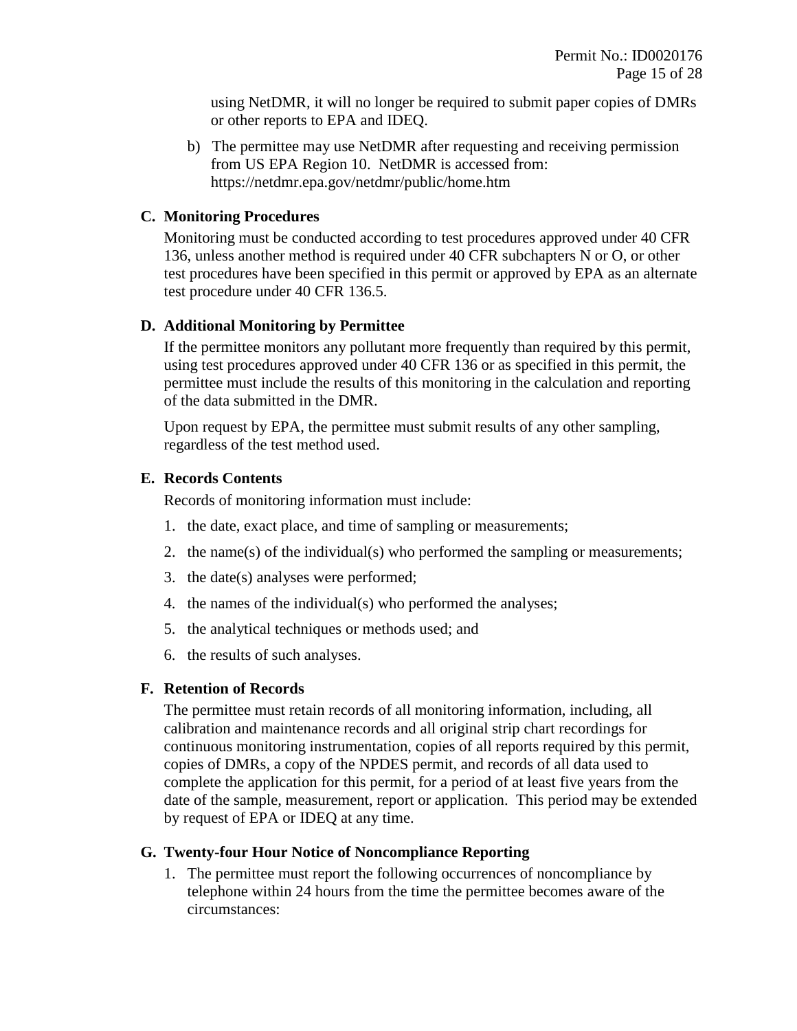using NetDMR, it will no longer be required to submit paper copies of DMRs or other reports to EPA and IDEQ.

b) The permittee may use NetDMR after requesting and receiving permission from US EPA Region 10. NetDMR is accessed from: https://netdmr.epa.gov/netdmr/public/home.htm

### C. Monitoring Procedures

Monitoring must be conducted according to test procedures approved under 40 CFR 136, unless another method is required under 40 CFR subchapters N or O, or other test procedures have been specified in this permit or approved by EPA as an alternate test procedure under 40 CFR 136.5.

### D. Additional Monitoring by Permittee

If the permittee monitors any pollutant more frequently than required by this permit, using test procedures approved under 40 CFR 136 or as specified in this permit, the permittee must include the results of this monitoring in the calculation and reporting of the data submitted in the DMR.

Upon request by EPA, the permittee must submit results of any other sampling, regardless of the test method used.

### E. Records Contents

Records of monitoring information must include:

1. the date, exact place, and time of sampling or measurements;
2. the name(s) of the individual(s) who performed the sampling or measurements;
3. the date(s) analyses were performed;
4. the names of the individual(s) who performed the analyses;
5. the analytical techniques or methods used; and
6. the results of such analyses.

### F. Retention of Records

The permittee must retain records of all monitoring information, including, all calibration and maintenance records and all original strip chart recordings for continuous monitoring instrumentation, copies of all reports required by this permit, copies of DMRs, a copy of the NPDES permit, and records of all data used to complete the application for this permit, for a period of at least five years from the date of the sample, measurement, report or application. This period may be extended by request of EPA or IDEQ at any time.

### G. Twenty-four Hour Notice of Noncompliance Reporting

1. The permittee must report the following occurrences of noncompliance by telephone within 24 hours from the time the permittee becomes aware of the circumstances: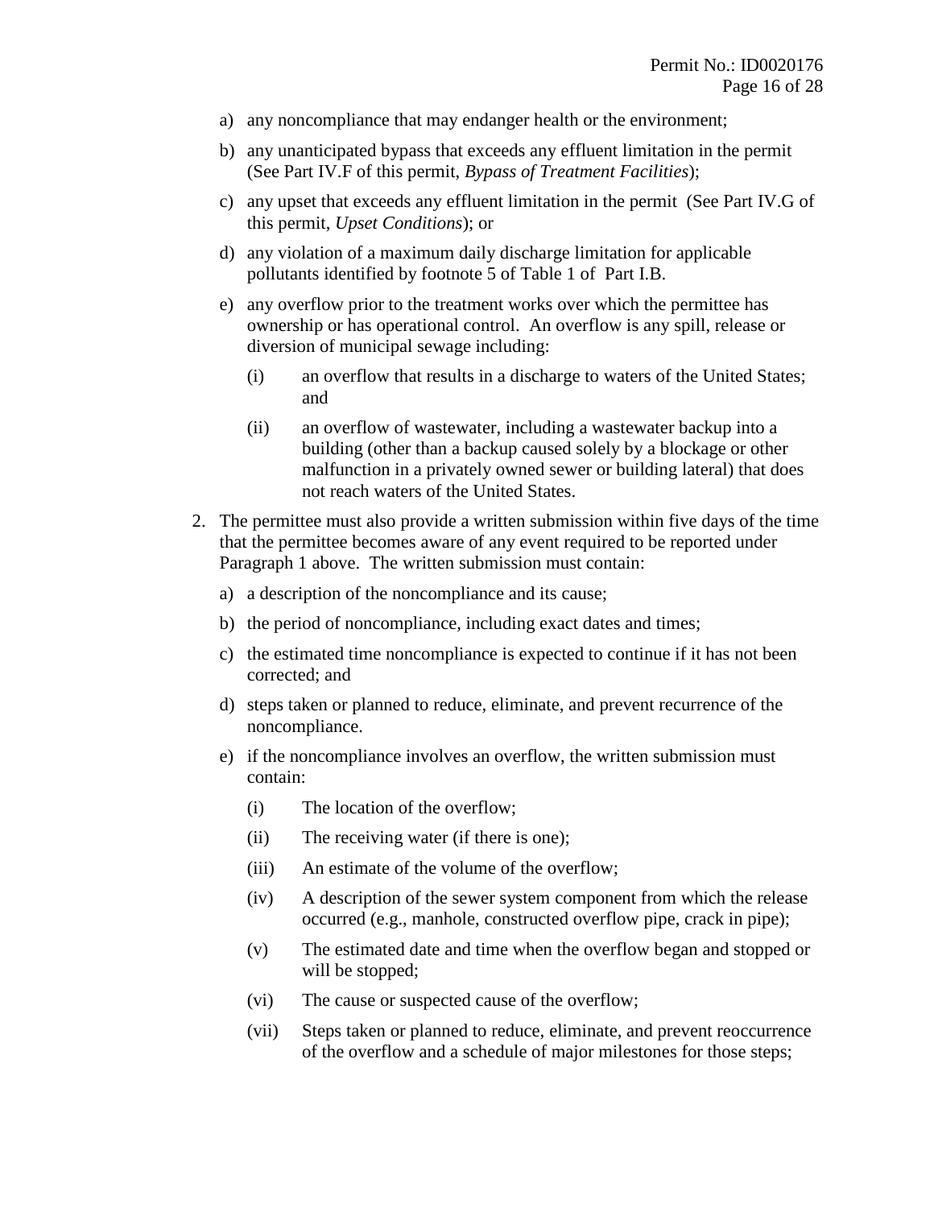a) any noncompliance that may endanger health or the environment;

b) any unanticipated bypass that exceeds any effluent limitation in the permit (See Part IV.F of this permit, *Bypass of Treatment Facilities*);

c) any upset that exceeds any effluent limitation in the permit (See Part IV.G of this permit, *Upset Conditions*); or

d) any violation of a maximum daily discharge limitation for applicable pollutants identified by footnote 5 of Table 1 of Part I.B.

e) any overflow prior to the treatment works over which the permittee has ownership or has operational control. An overflow is any spill, release or diversion of municipal sewage including:

   (i) an overflow that results in a discharge to waters of the United States; and

   (ii) an overflow of wastewater, including a wastewater backup into a building (other than a backup caused solely by a blockage or other malfunction in a privately owned sewer or building lateral) that does not reach waters of the United States.

2. The permittee must also provide a written submission within five days of the time that the permittee becomes aware of any event required to be reported under Paragraph 1 above. The written submission must contain:

   a) a description of the noncompliance and its cause;

   b) the period of noncompliance, including exact dates and times;

   c) the estimated time noncompliance is expected to continue if it has not been corrected; and

   d) steps taken or planned to reduce, eliminate, and prevent recurrence of the noncompliance.

   e) if the noncompliance involves an overflow, the written submission must contain:

      (i) The location of the overflow;

      (ii) The receiving water (if there is one);

      (iii) An estimate of the volume of the overflow;

      (iv) A description of the sewer system component from which the release occurred (e.g., manhole, constructed overflow pipe, crack in pipe);

      (v) The estimated date and time when the overflow began and stopped or will be stopped;

      (vi) The cause or suspected cause of the overflow;

      (vii) Steps taken or planned to reduce, eliminate, and prevent reoccurrence of the overflow and a schedule of major milestones for those steps;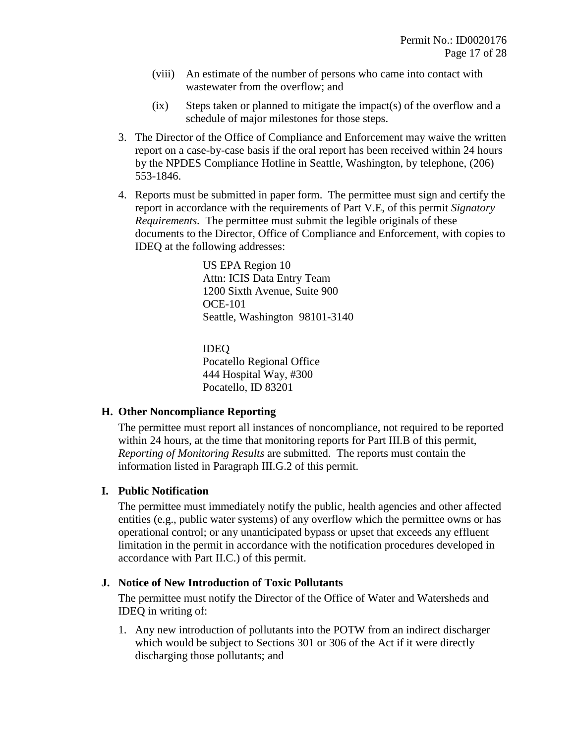(viii) An estimate of the number of persons who came into contact with wastewater from the overflow; and

(ix) Steps taken or planned to mitigate the impact(s) of the overflow and a schedule of major milestones for those steps.

3. The Director of the Office of Compliance and Enforcement may waive the written report on a case-by-case basis if the oral report has been received within 24 hours by the NPDES Compliance Hotline in Seattle, Washington, by telephone, (206) 553-1846.

4. Reports must be submitted in paper form. The permittee must sign and certify the report in accordance with the requirements of Part V.E, of this permit *Signatory Requirements*. The permittee must submit the legible originals of these documents to the Director, Office of Compliance and Enforcement, with copies to IDEQ at the following addresses:

   US EPA Region 10
   Attn: ICIS Data Entry Team
   1200 Sixth Avenue, Suite 900
   OCE-101
   Seattle, Washington 98101-3140

   IDEQ
   Pocatello Regional Office
   444 Hospital Way, #300
   Pocatello, ID 83201

### H. Other Noncompliance Reporting

The permittee must report all instances of noncompliance, not required to be reported within 24 hours, at the time that monitoring reports for Part III.B of this permit, *Reporting of Monitoring Results* are submitted. The reports must contain the information listed in Paragraph III.G.2 of this permit.

### I. Public Notification

The permittee must immediately notify the public, health agencies and other affected entities (e.g., public water systems) of any overflow which the permittee owns or has operational control; or any unanticipated bypass or upset that exceeds any effluent limitation in the permit in accordance with the notification procedures developed in accordance with Part II.C.) of this permit.

### J. Notice of New Introduction of Toxic Pollutants

The permittee must notify the Director of the Office of Water and Watersheds and IDEQ in writing of:

1. Any new introduction of pollutants into the POTW from an indirect discharger which would be subject to Sections 301 or 306 of the Act if it were directly discharging those pollutants; and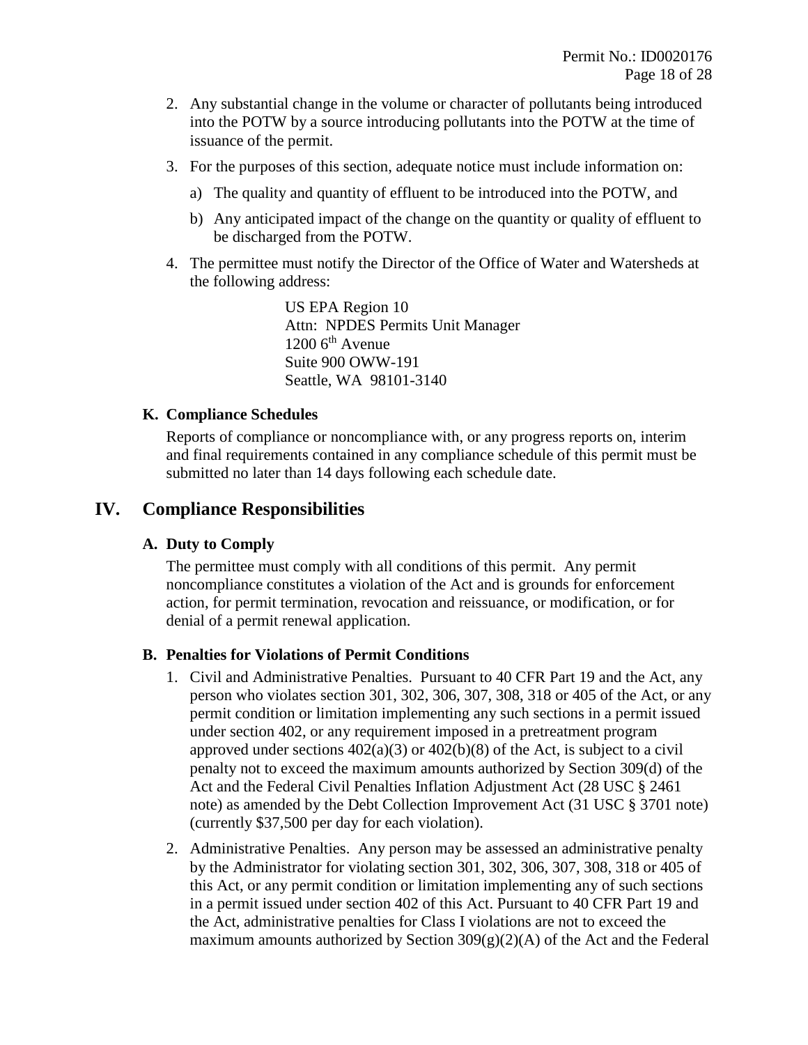2. Any substantial change in the volume or character of pollutants being introduced into the POTW by a source introducing pollutants into the POTW at the time of issuance of the permit.

3. For the purposes of this section, adequate notice must include information on:

   a) The quality and quantity of effluent to be introduced into the POTW, and

   b) Any anticipated impact of the change on the quantity or quality of effluent to be discharged from the POTW.

4. The permittee must notify the Director of the Office of Water and Watersheds at the following address:

   US EPA Region 10
   Attn: NPDES Permits Unit Manager
   1200 6th Avenue
   Suite 900 OWW-191
   Seattle, WA 98101-3140

### K. Compliance Schedules

Reports of compliance or noncompliance with, or any progress reports on, interim and final requirements contained in any compliance schedule of this permit must be submitted no later than 14 days following each schedule date.

## IV. Compliance Responsibilities

### A. Duty to Comply

The permittee must comply with all conditions of this permit. Any permit noncompliance constitutes a violation of the Act and is grounds for enforcement action, for permit termination, revocation and reissuance, or modification, or for denial of a permit renewal application.

### B. Penalties for Violations of Permit Conditions

1. Civil and Administrative Penalties. Pursuant to 40 CFR Part 19 and the Act, any person who violates section 301, 302, 306, 307, 308, 318 or 405 of the Act, or any permit condition or limitation implementing any such sections in a permit issued under section 402, or any requirement imposed in a pretreatment program approved under sections 402(a)(3) or 402(b)(8) of the Act, is subject to a civil penalty not to exceed the maximum amounts authorized by Section 309(d) of the Act and the Federal Civil Penalties Inflation Adjustment Act (28 USC § 2461 note) as amended by the Debt Collection Improvement Act (31 USC § 3701 note) (currently $37,500 per day for each violation).

2. Administrative Penalties. Any person may be assessed an administrative penalty by the Administrator for violating section 301, 302, 306, 307, 308, 318 or 405 of this Act, or any permit condition or limitation implementing any of such sections in a permit issued under section 402 of this Act. Pursuant to 40 CFR Part 19 and the Act, administrative penalties for Class I violations are not to exceed the maximum amounts authorized by Section 309(g)(2)(A) of the Act and the Federal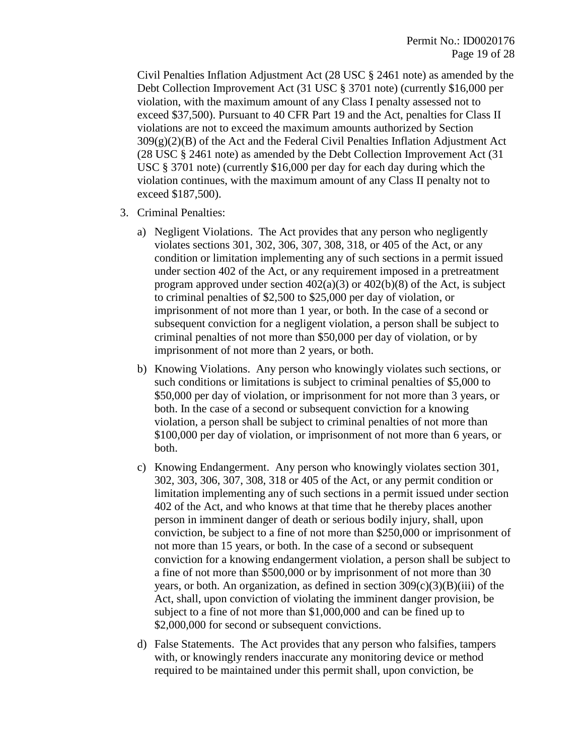Civil Penalties Inflation Adjustment Act (28 USC § 2461 note) as amended by the Debt Collection Improvement Act (31 USC § 3701 note) (currently $16,000 per violation, with the maximum amount of any Class I penalty assessed not to exceed $37,500). Pursuant to 40 CFR Part 19 and the Act, penalties for Class II violations are not to exceed the maximum amounts authorized by Section 309(g)(2)(B) of the Act and the Federal Civil Penalties Inflation Adjustment Act (28 USC § 2461 note) as amended by the Debt Collection Improvement Act (31 USC § 3701 note) (currently $16,000 per day for each day during which the violation continues, with the maximum amount of any Class II penalty not to exceed $187,500).

3. Criminal Penalties:

   a) Negligent Violations. The Act provides that any person who negligently violates sections 301, 302, 306, 307, 308, 318, or 405 of the Act, or any condition or limitation implementing any of such sections in a permit issued under section 402 of the Act, or any requirement imposed in a pretreatment program approved under section 402(a)(3) or 402(b)(8) of the Act, is subject to criminal penalties of $2,500 to $25,000 per day of violation, or imprisonment of not more than 1 year, or both. In the case of a second or subsequent conviction for a negligent violation, a person shall be subject to criminal penalties of not more than $50,000 per day of violation, or by imprisonment of not more than 2 years, or both.

   b) Knowing Violations. Any person who knowingly violates such sections, or such conditions or limitations is subject to criminal penalties of $5,000 to $50,000 per day of violation, or imprisonment for not more than 3 years, or both. In the case of a second or subsequent conviction for a knowing violation, a person shall be subject to criminal penalties of not more than $100,000 per day of violation, or imprisonment of not more than 6 years, or both.

   c) Knowing Endangerment. Any person who knowingly violates section 301, 302, 303, 306, 307, 308, 318 or 405 of the Act, or any permit condition or limitation implementing any of such sections in a permit issued under section 402 of the Act, and who knows at that time that he thereby places another person in imminent danger of death or serious bodily injury, shall, upon conviction, be subject to a fine of not more than $250,000 or imprisonment of not more than 15 years, or both. In the case of a second or subsequent conviction for a knowing endangerment violation, a person shall be subject to a fine of not more than $500,000 or by imprisonment of not more than 30 years, or both. An organization, as defined in section 309(c)(3)(B)(iii) of the Act, shall, upon conviction of violating the imminent danger provision, be subject to a fine of not more than $1,000,000 and can be fined up to $2,000,000 for second or subsequent convictions.

   d) False Statements. The Act provides that any person who falsifies, tampers with, or knowingly renders inaccurate any monitoring device or method required to be maintained under this permit shall, upon conviction, be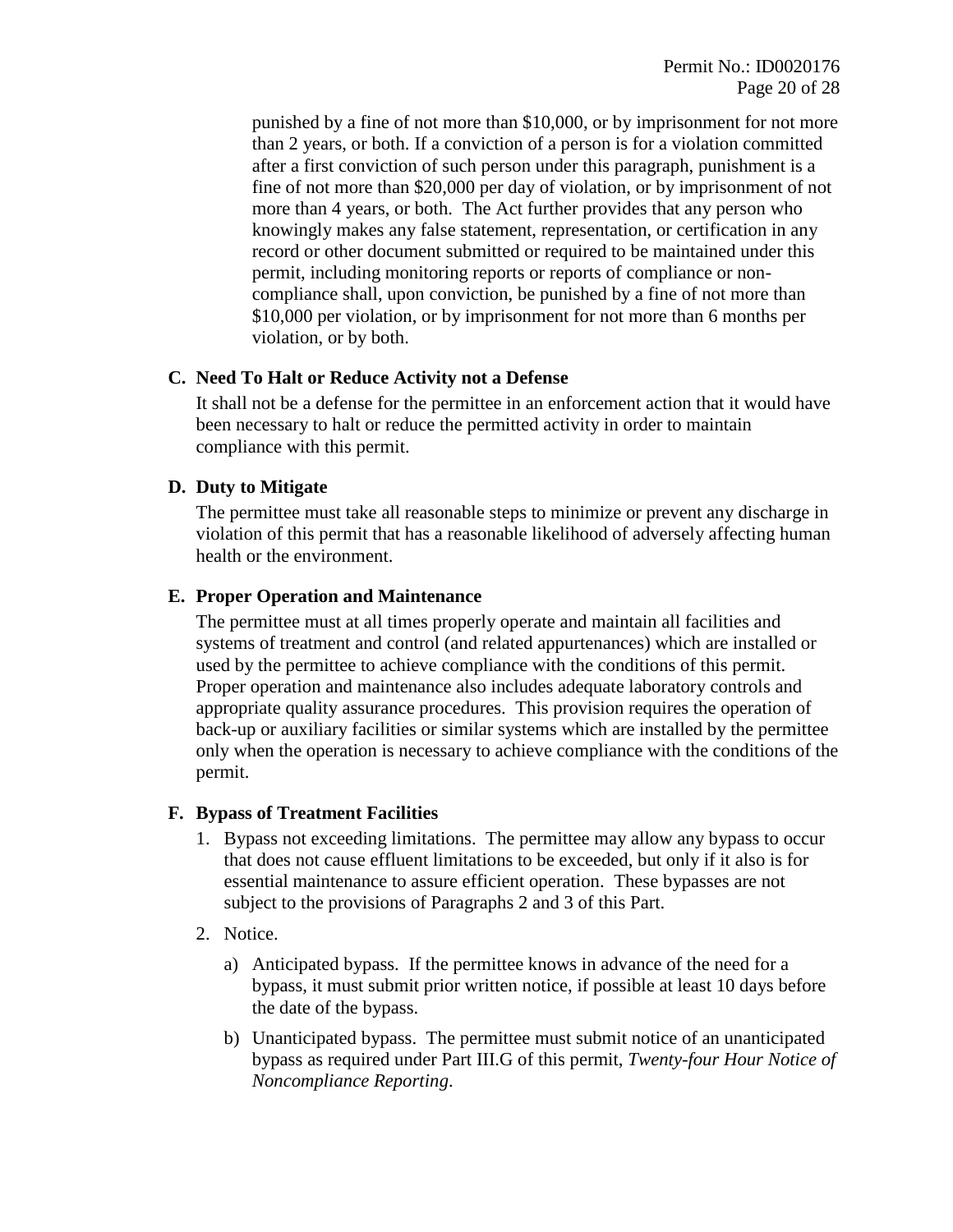punished by a fine of not more than $10,000, or by imprisonment for not more than 2 years, or both. If a conviction of a person is for a violation committed after a first conviction of such person under this paragraph, punishment is a fine of not more than $20,000 per day of violation, or by imprisonment of not more than 4 years, or both. The Act further provides that any person who knowingly makes any false statement, representation, or certification in any record or other document submitted or required to be maintained under this permit, including monitoring reports or reports of compliance or non-compliance shall, upon conviction, be punished by a fine of not more than $10,000 per violation, or by imprisonment for not more than 6 months per violation, or by both.

**C. Need To Halt or Reduce Activity not a Defense**

It shall not be a defense for the permittee in an enforcement action that it would have been necessary to halt or reduce the permitted activity in order to maintain compliance with this permit.

**D. Duty to Mitigate**

The permittee must take all reasonable steps to minimize or prevent any discharge in violation of this permit that has a reasonable likelihood of adversely affecting human health or the environment.

**E. Proper Operation and Maintenance**

The permittee must at all times properly operate and maintain all facilities and systems of treatment and control (and related appurtenances) which are installed or used by the permittee to achieve compliance with the conditions of this permit. Proper operation and maintenance also includes adequate laboratory controls and appropriate quality assurance procedures. This provision requires the operation of back-up or auxiliary facilities or similar systems which are installed by the permittee only when the operation is necessary to achieve compliance with the conditions of the permit.

**F. Bypass of Treatment Facilities**

1. Bypass not exceeding limitations. The permittee may allow any bypass to occur that does not cause effluent limitations to be exceeded, but only if it also is for essential maintenance to assure efficient operation. These bypasses are not subject to the provisions of Paragraphs 2 and 3 of this Part.
2. Notice.
   a) Anticipated bypass. If the permittee knows in advance of the need for a bypass, it must submit prior written notice, if possible at least 10 days before the date of the bypass.
   b) Unanticipated bypass. The permittee must submit notice of an unanticipated bypass as required under Part III.G of this permit, *Twenty-four Hour Notice of Noncompliance Reporting*.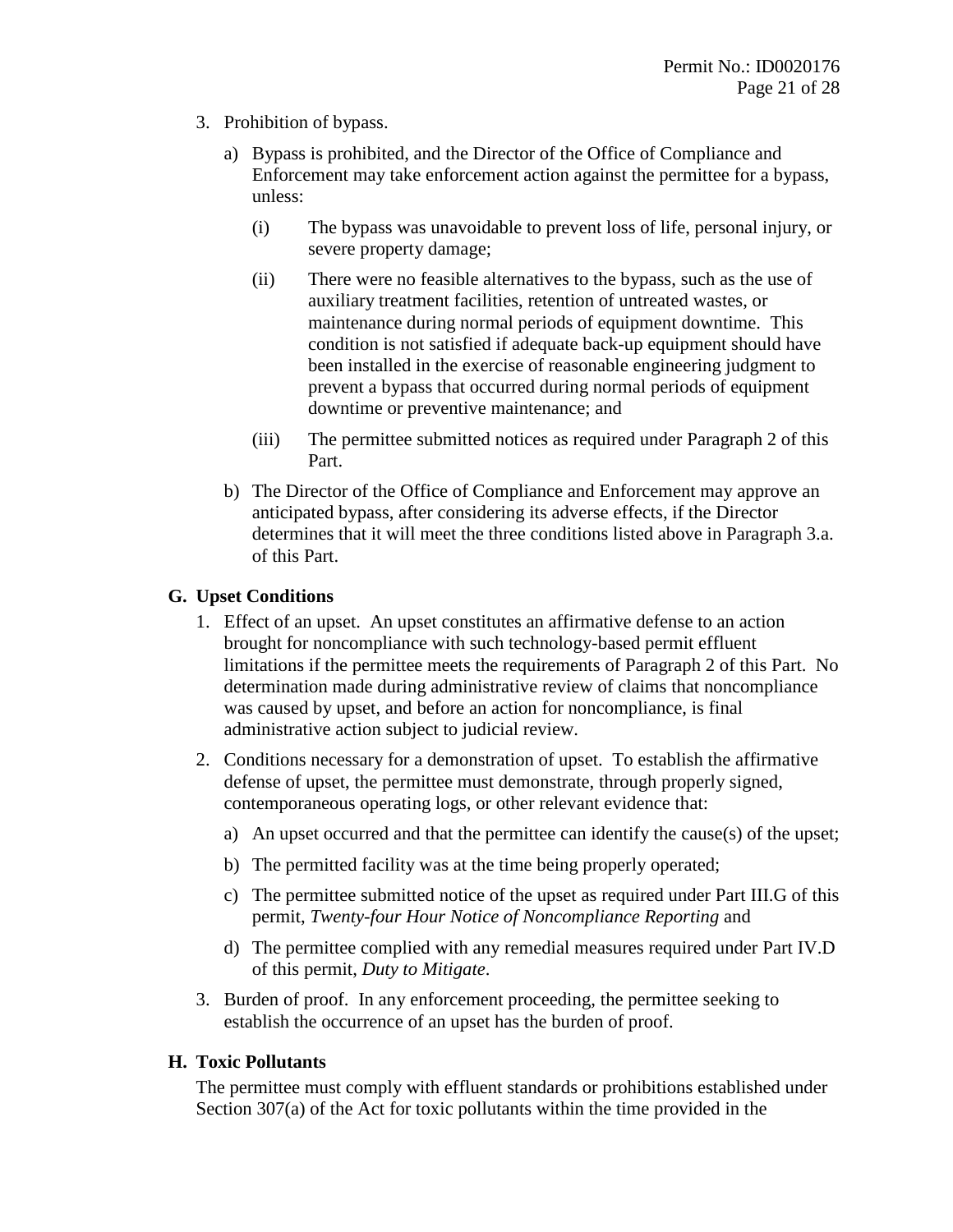3. Prohibition of bypass.

   a) Bypass is prohibited, and the Director of the Office of Compliance and Enforcement may take enforcement action against the permittee for a bypass, unless:

      (i) The bypass was unavoidable to prevent loss of life, personal injury, or severe property damage;

      (ii) There were no feasible alternatives to the bypass, such as the use of auxiliary treatment facilities, retention of untreated wastes, or maintenance during normal periods of equipment downtime. This condition is not satisfied if adequate back-up equipment should have been installed in the exercise of reasonable engineering judgment to prevent a bypass that occurred during normal periods of equipment downtime or preventive maintenance; and

      (iii) The permittee submitted notices as required under Paragraph 2 of this Part.

   b) The Director of the Office of Compliance and Enforcement may approve an anticipated bypass, after considering its adverse effects, if the Director determines that it will meet the three conditions listed above in Paragraph 3.a. of this Part.

### G. Upset Conditions

1. Effect of an upset. An upset constitutes an affirmative defense to an action brought for noncompliance with such technology-based permit effluent limitations if the permittee meets the requirements of Paragraph 2 of this Part. No determination made during administrative review of claims that noncompliance was caused by upset, and before an action for noncompliance, is final administrative action subject to judicial review.

2. Conditions necessary for a demonstration of upset. To establish the affirmative defense of upset, the permittee must demonstrate, through properly signed, contemporaneous operating logs, or other relevant evidence that:

   a) An upset occurred and that the permittee can identify the cause(s) of the upset;

   b) The permitted facility was at the time being properly operated;

   c) The permittee submitted notice of the upset as required under Part III.G of this permit, *Twenty-four Hour Notice of Noncompliance Reporting* and

   d) The permittee complied with any remedial measures required under Part IV.D of this permit, *Duty to Mitigate*.

3. Burden of proof. In any enforcement proceeding, the permittee seeking to establish the occurrence of an upset has the burden of proof.

### H. Toxic Pollutants

The permittee must comply with effluent standards or prohibitions established under Section 307(a) of the Act for toxic pollutants within the time provided in the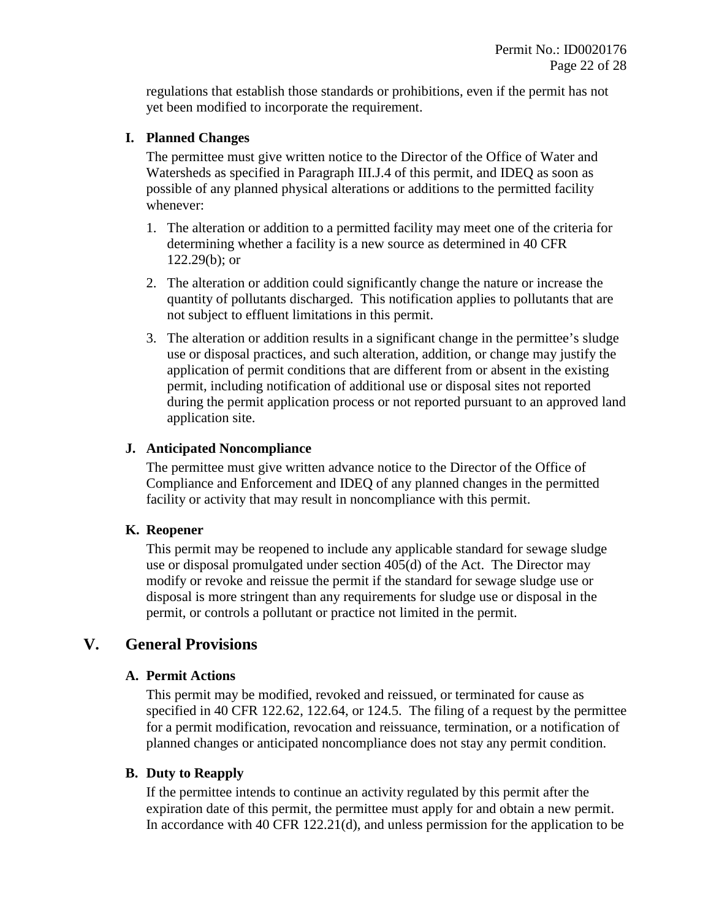regulations that establish those standards or prohibitions, even if the permit has not yet been modified to incorporate the requirement.

### I. Planned Changes

The permittee must give written notice to the Director of the Office of Water and Watersheds as specified in Paragraph III.J.4 of this permit, and IDEQ as soon as possible of any planned physical alterations or additions to the permitted facility whenever:

1. The alteration or addition to a permitted facility may meet one of the criteria for determining whether a facility is a new source as determined in 40 CFR 122.29(b); or
2. The alteration or addition could significantly change the nature or increase the quantity of pollutants discharged. This notification applies to pollutants that are not subject to effluent limitations in this permit.
3. The alteration or addition results in a significant change in the permittee's sludge use or disposal practices, and such alteration, addition, or change may justify the application of permit conditions that are different from or absent in the existing permit, including notification of additional use or disposal sites not reported during the permit application process or not reported pursuant to an approved land application site.

### J. Anticipated Noncompliance

The permittee must give written advance notice to the Director of the Office of Compliance and Enforcement and IDEQ of any planned changes in the permitted facility or activity that may result in noncompliance with this permit.

### K. Reopener

This permit may be reopened to include any applicable standard for sewage sludge use or disposal promulgated under section 405(d) of the Act. The Director may modify or revoke and reissue the permit if the standard for sewage sludge use or disposal is more stringent than any requirements for sludge use or disposal in the permit, or controls a pollutant or practice not limited in the permit.

## V. General Provisions

### A. Permit Actions

This permit may be modified, revoked and reissued, or terminated for cause as specified in 40 CFR 122.62, 122.64, or 124.5. The filing of a request by the permittee for a permit modification, revocation and reissuance, termination, or a notification of planned changes or anticipated noncompliance does not stay any permit condition.

### B. Duty to Reapply

If the permittee intends to continue an activity regulated by this permit after the expiration date of this permit, the permittee must apply for and obtain a new permit. In accordance with 40 CFR 122.21(d), and unless permission for the application to be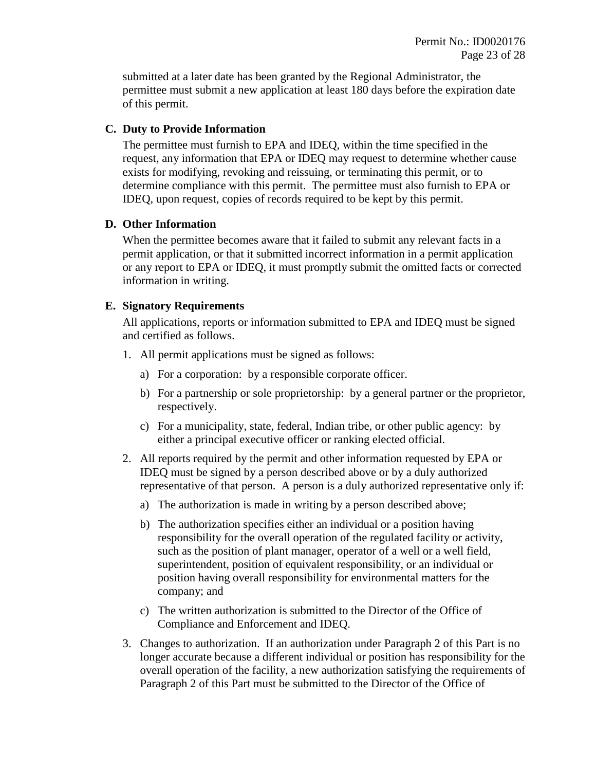submitted at a later date has been granted by the Regional Administrator, the permittee must submit a new application at least 180 days before the expiration date of this permit.

### C. Duty to Provide Information

The permittee must furnish to EPA and IDEQ, within the time specified in the request, any information that EPA or IDEQ may request to determine whether cause exists for modifying, revoking and reissuing, or terminating this permit, or to determine compliance with this permit. The permittee must also furnish to EPA or IDEQ, upon request, copies of records required to be kept by this permit.

### D. Other Information

When the permittee becomes aware that it failed to submit any relevant facts in a permit application, or that it submitted incorrect information in a permit application or any report to EPA or IDEQ, it must promptly submit the omitted facts or corrected information in writing.

### E. Signatory Requirements

All applications, reports or information submitted to EPA and IDEQ must be signed and certified as follows.

1. All permit applications must be signed as follows:
   a) For a corporation: by a responsible corporate officer.
   b) For a partnership or sole proprietorship: by a general partner or the proprietor, respectively.
   c) For a municipality, state, federal, Indian tribe, or other public agency: by either a principal executive officer or ranking elected official.
2. All reports required by the permit and other information requested by EPA or IDEQ must be signed by a person described above or by a duly authorized representative of that person. A person is a duly authorized representative only if:
   a) The authorization is made in writing by a person described above;
   b) The authorization specifies either an individual or a position having responsibility for the overall operation of the regulated facility or activity, such as the position of plant manager, operator of a well or a well field, superintendent, position of equivalent responsibility, or an individual or position having overall responsibility for environmental matters for the company; and
   c) The written authorization is submitted to the Director of the Office of Compliance and Enforcement and IDEQ.
3. Changes to authorization. If an authorization under Paragraph 2 of this Part is no longer accurate because a different individual or position has responsibility for the overall operation of the facility, a new authorization satisfying the requirements of Paragraph 2 of this Part must be submitted to the Director of the Office of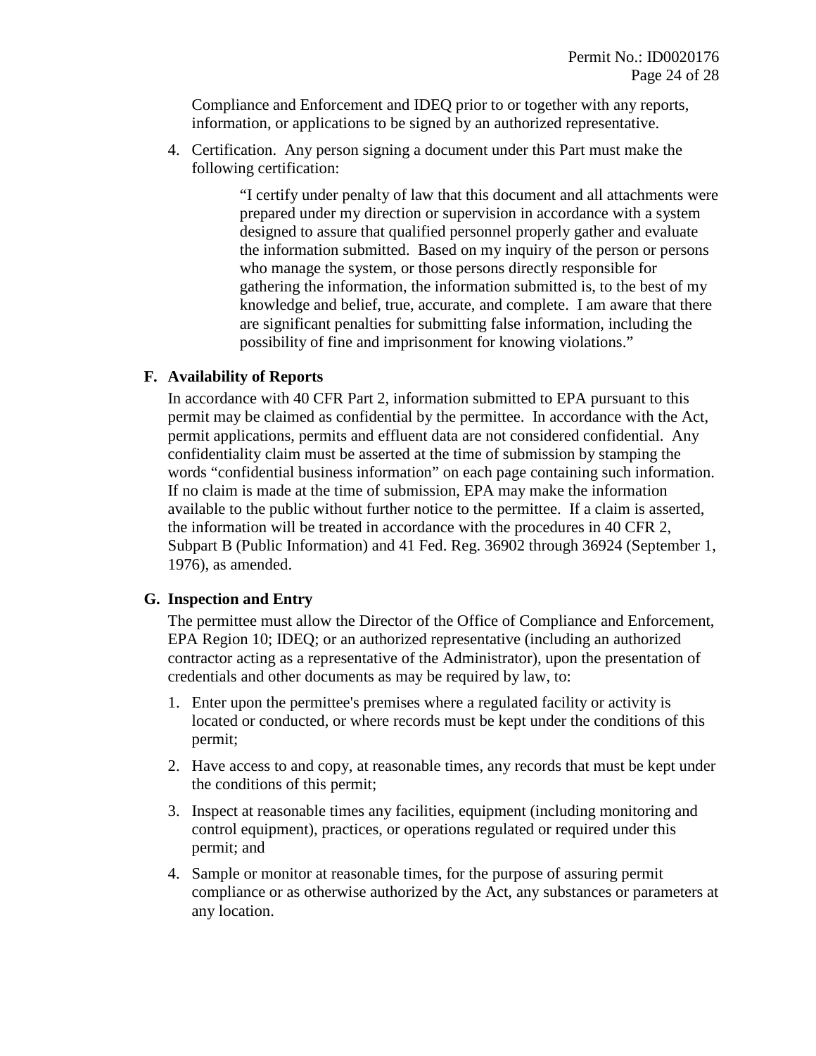Compliance and Enforcement and IDEQ prior to or together with any reports, information, or applications to be signed by an authorized representative.

4. Certification. Any person signing a document under this Part must make the following certification:

> "I certify under penalty of law that this document and all attachments were prepared under my direction or supervision in accordance with a system designed to assure that qualified personnel properly gather and evaluate the information submitted. Based on my inquiry of the person or persons who manage the system, or those persons directly responsible for gathering the information, the information submitted is, to the best of my knowledge and belief, true, accurate, and complete. I am aware that there are significant penalties for submitting false information, including the possibility of fine and imprisonment for knowing violations."

### F. Availability of Reports

In accordance with 40 CFR Part 2, information submitted to EPA pursuant to this permit may be claimed as confidential by the permittee. In accordance with the Act, permit applications, permits and effluent data are not considered confidential. Any confidentiality claim must be asserted at the time of submission by stamping the words "confidential business information" on each page containing such information. If no claim is made at the time of submission, EPA may make the information available to the public without further notice to the permittee. If a claim is asserted, the information will be treated in accordance with the procedures in 40 CFR 2, Subpart B (Public Information) and 41 Fed. Reg. 36902 through 36924 (September 1, 1976), as amended.

### G. Inspection and Entry

The permittee must allow the Director of the Office of Compliance and Enforcement, EPA Region 10; IDEQ; or an authorized representative (including an authorized contractor acting as a representative of the Administrator), upon the presentation of credentials and other documents as may be required by law, to:

1. Enter upon the permittee's premises where a regulated facility or activity is located or conducted, or where records must be kept under the conditions of this permit;
2. Have access to and copy, at reasonable times, any records that must be kept under the conditions of this permit;
3. Inspect at reasonable times any facilities, equipment (including monitoring and control equipment), practices, or operations regulated or required under this permit; and
4. Sample or monitor at reasonable times, for the purpose of assuring permit compliance or as otherwise authorized by the Act, any substances or parameters at any location.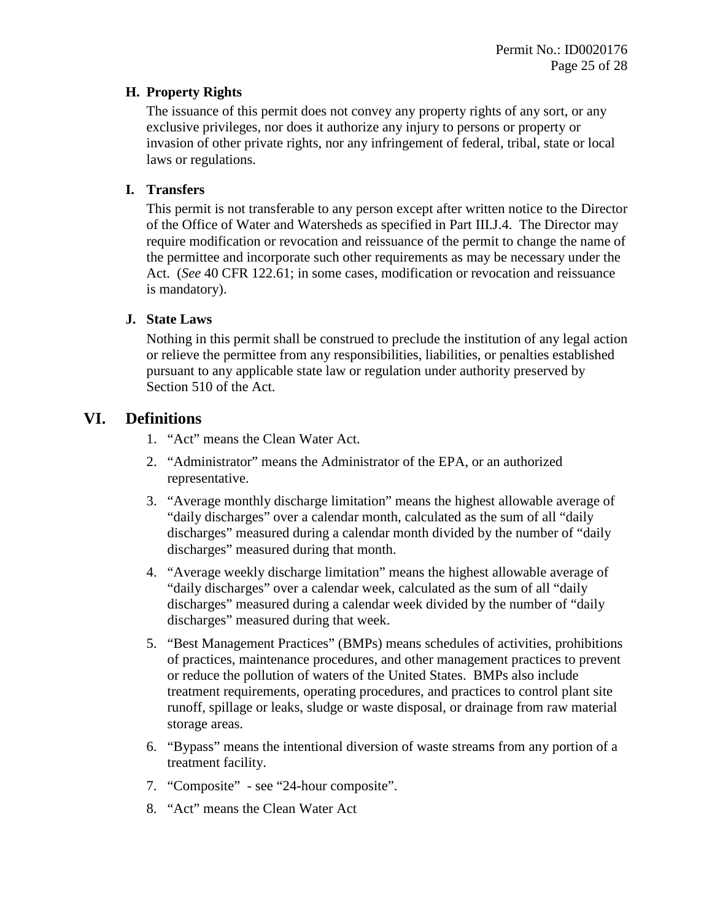### H. Property Rights

The issuance of this permit does not convey any property rights of any sort, or any exclusive privileges, nor does it authorize any injury to persons or property or invasion of other private rights, nor any infringement of federal, tribal, state or local laws or regulations.

### I. Transfers

This permit is not transferable to any person except after written notice to the Director of the Office of Water and Watersheds as specified in Part III.J.4. The Director may require modification or revocation and reissuance of the permit to change the name of the permittee and incorporate such other requirements as may be necessary under the Act. (*See* 40 CFR 122.61; in some cases, modification or revocation and reissuance is mandatory).

### J. State Laws

Nothing in this permit shall be construed to preclude the institution of any legal action or relieve the permittee from any responsibilities, liabilities, or penalties established pursuant to any applicable state law or regulation under authority preserved by Section 510 of the Act.

## VI. Definitions

1. "Act" means the Clean Water Act.
2. "Administrator" means the Administrator of the EPA, or an authorized representative.
3. "Average monthly discharge limitation" means the highest allowable average of "daily discharges" over a calendar month, calculated as the sum of all "daily discharges" measured during a calendar month divided by the number of "daily discharges" measured during that month.
4. "Average weekly discharge limitation" means the highest allowable average of "daily discharges" over a calendar week, calculated as the sum of all "daily discharges" measured during a calendar week divided by the number of "daily discharges" measured during that week.
5. "Best Management Practices" (BMPs) means schedules of activities, prohibitions of practices, maintenance procedures, and other management practices to prevent or reduce the pollution of waters of the United States. BMPs also include treatment requirements, operating procedures, and practices to control plant site runoff, spillage or leaks, sludge or waste disposal, or drainage from raw material storage areas.
6. "Bypass" means the intentional diversion of waste streams from any portion of a treatment facility.
7. "Composite" - see "24-hour composite".
8. "Act" means the Clean Water Act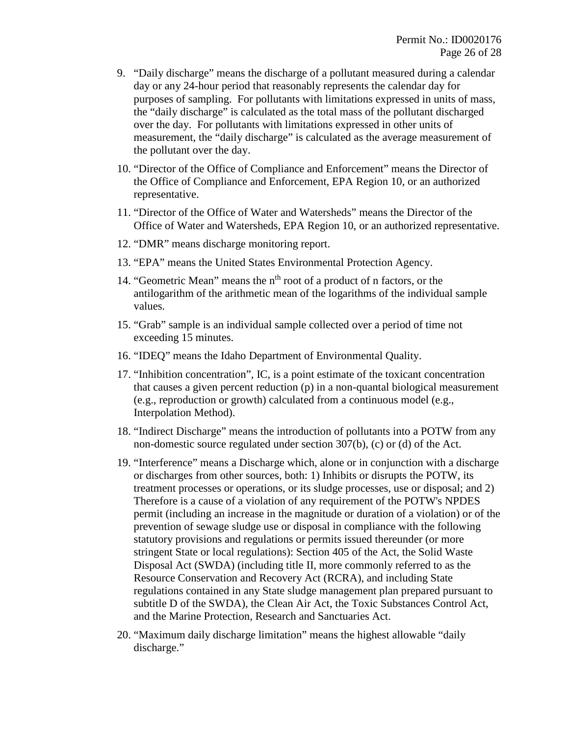9. "Daily discharge" means the discharge of a pollutant measured during a calendar day or any 24-hour period that reasonably represents the calendar day for purposes of sampling. For pollutants with limitations expressed in units of mass, the "daily discharge" is calculated as the total mass of the pollutant discharged over the day. For pollutants with limitations expressed in other units of measurement, the "daily discharge" is calculated as the average measurement of the pollutant over the day.
10. "Director of the Office of Compliance and Enforcement" means the Director of the Office of Compliance and Enforcement, EPA Region 10, or an authorized representative.
11. "Director of the Office of Water and Watersheds" means the Director of the Office of Water and Watersheds, EPA Region 10, or an authorized representative.
12. "DMR" means discharge monitoring report.
13. "EPA" means the United States Environmental Protection Agency.
14. "Geometric Mean" means the $n^{th}$ root of a product of n factors, or the antilogarithm of the arithmetic mean of the logarithms of the individual sample values.
15. "Grab" sample is an individual sample collected over a period of time not exceeding 15 minutes.
16. "IDEQ" means the Idaho Department of Environmental Quality.
17. "Inhibition concentration", IC, is a point estimate of the toxicant concentration that causes a given percent reduction (p) in a non-quantal biological measurement (e.g., reproduction or growth) calculated from a continuous model (e.g., Interpolation Method).
18. "Indirect Discharge" means the introduction of pollutants into a POTW from any non-domestic source regulated under section 307(b), (c) or (d) of the Act.
19. "Interference" means a Discharge which, alone or in conjunction with a discharge or discharges from other sources, both: 1) Inhibits or disrupts the POTW, its treatment processes or operations, or its sludge processes, use or disposal; and 2) Therefore is a cause of a violation of any requirement of the POTW's NPDES permit (including an increase in the magnitude or duration of a violation) or of the prevention of sewage sludge use or disposal in compliance with the following statutory provisions and regulations or permits issued thereunder (or more stringent State or local regulations): Section 405 of the Act, the Solid Waste Disposal Act (SWDA) (including title II, more commonly referred to as the Resource Conservation and Recovery Act (RCRA), and including State regulations contained in any State sludge management plan prepared pursuant to subtitle D of the SWDA), the Clean Air Act, the Toxic Substances Control Act, and the Marine Protection, Research and Sanctuaries Act.
20. "Maximum daily discharge limitation" means the highest allowable "daily discharge."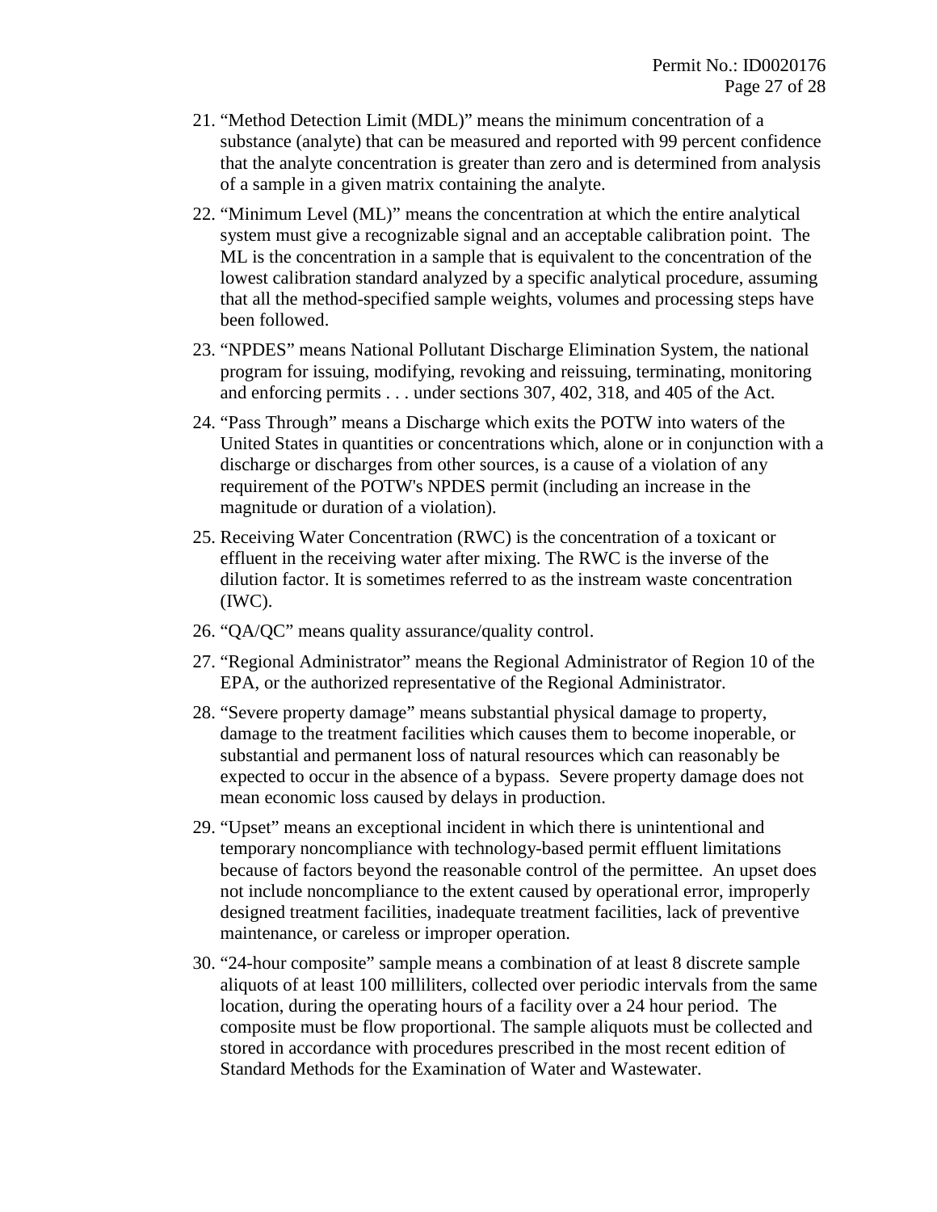21. "Method Detection Limit (MDL)" means the minimum concentration of a substance (analyte) that can be measured and reported with 99 percent confidence that the analyte concentration is greater than zero and is determined from analysis of a sample in a given matrix containing the analyte.

22. "Minimum Level (ML)" means the concentration at which the entire analytical system must give a recognizable signal and an acceptable calibration point. The ML is the concentration in a sample that is equivalent to the concentration of the lowest calibration standard analyzed by a specific analytical procedure, assuming that all the method-specified sample weights, volumes and processing steps have been followed.

23. "NPDES" means National Pollutant Discharge Elimination System, the national program for issuing, modifying, revoking and reissuing, terminating, monitoring and enforcing permits . . . under sections 307, 402, 318, and 405 of the Act.

24. "Pass Through" means a Discharge which exits the POTW into waters of the United States in quantities or concentrations which, alone or in conjunction with a discharge or discharges from other sources, is a cause of a violation of any requirement of the POTW's NPDES permit (including an increase in the magnitude or duration of a violation).

25. Receiving Water Concentration (RWC) is the concentration of a toxicant or effluent in the receiving water after mixing. The RWC is the inverse of the dilution factor. It is sometimes referred to as the instream waste concentration (IWC).

26. "QA/QC" means quality assurance/quality control.

27. "Regional Administrator" means the Regional Administrator of Region 10 of the EPA, or the authorized representative of the Regional Administrator.

28. "Severe property damage" means substantial physical damage to property, damage to the treatment facilities which causes them to become inoperable, or substantial and permanent loss of natural resources which can reasonably be expected to occur in the absence of a bypass. Severe property damage does not mean economic loss caused by delays in production.

29. "Upset" means an exceptional incident in which there is unintentional and temporary noncompliance with technology-based permit effluent limitations because of factors beyond the reasonable control of the permittee. An upset does not include noncompliance to the extent caused by operational error, improperly designed treatment facilities, inadequate treatment facilities, lack of preventive maintenance, or careless or improper operation.

30. "24-hour composite" sample means a combination of at least 8 discrete sample aliquots of at least 100 milliliters, collected over periodic intervals from the same location, during the operating hours of a facility over a 24 hour period. The composite must be flow proportional. The sample aliquots must be collected and stored in accordance with procedures prescribed in the most recent edition of Standard Methods for the Examination of Water and Wastewater.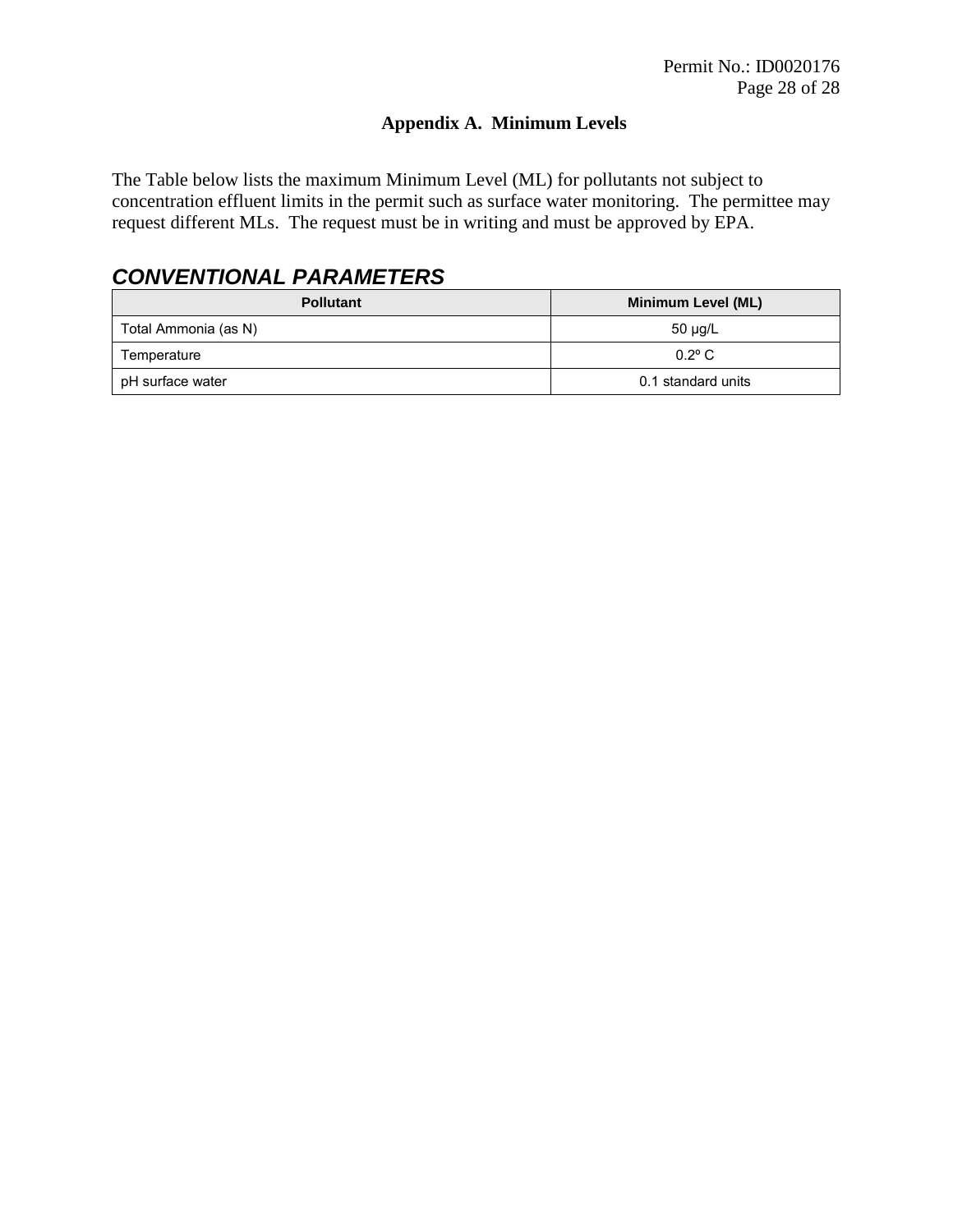## Appendix A. Minimum Levels

The Table below lists the maximum Minimum Level (ML) for pollutants not subject to concentration effluent limits in the permit such as surface water monitoring. The permittee may request different MLs. The request must be in writing and must be approved by EPA.

### *CONVENTIONAL PARAMETERS*

| Pollutant | Minimum Level (ML) |
|---|---|
| Total Ammonia (as N) | 50 µg/L |
| Temperature | 0.2º C |
| pH surface water | 0.1 standard units |